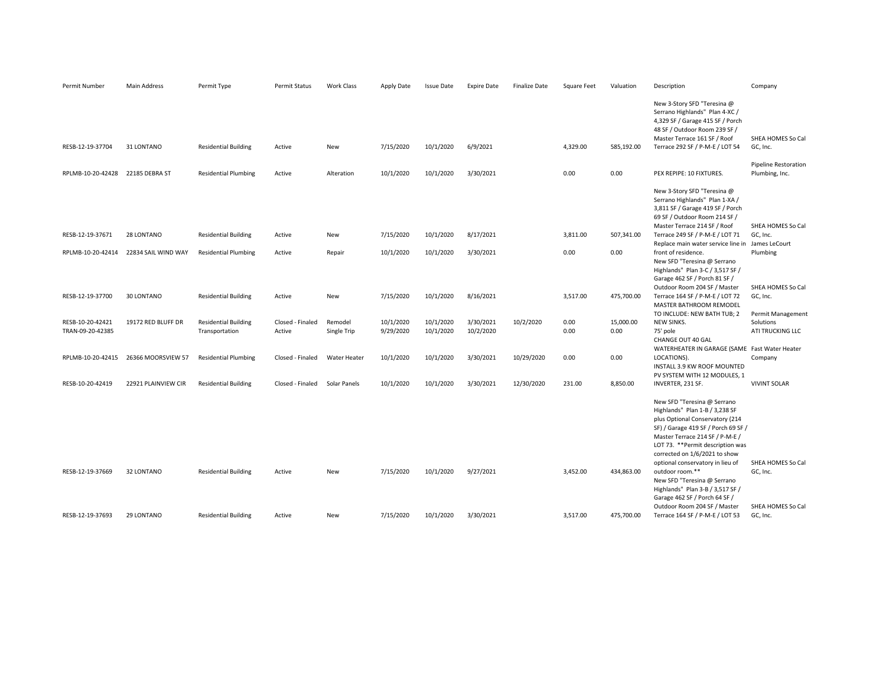| Permit Number | Main Address | Permit Type | Permit Status | Work Class | Apply Date | Issue Date | Expire Date | Finalize Date | Square Feet | Valuation | Description | Company |
|---|---|---|---|---|---|---|---|---|---|---|---|---|
| RESB-12-19-37704 | 31 LONTANO | Residential Building | Active | New | 7/15/2020 | 10/1/2020 | 6/9/2021 | | 4,329.00 | 585,192.00 | New 3-Story SFD "Teresina @ Serrano Highlands" Plan 4-XC / 4,329 SF / Garage 415 SF / Porch 48 SF / Outdoor Room 239 SF / Master Terrace 161 SF / Roof Terrace 292 SF / P-M-E / LOT 54 | SHEA HOMES So Cal GC, Inc. |
| RPLMB-10-20-42428 | 22185 DEBRA ST | Residential Plumbing | Active | Alteration | 10/1/2020 | 10/1/2020 | 3/30/2021 | | 0.00 | 0.00 | PEX REPIPE: 10 FIXTURES. | Pipeline Restoration Plumbing, Inc. |
| RESB-12-19-37671 | 28 LONTANO | Residential Building | Active | New | 7/15/2020 | 10/1/2020 | 8/17/2021 | | 3,811.00 | 507,341.00 | New 3-Story SFD "Teresina @ Serrano Highlands" Plan 1-XA / 3,811 SF / Garage 419 SF / Porch 69 SF / Outdoor Room 214 SF / Master Terrace 214 SF / Roof Terrace 249 SF / P-M-E / LOT 71 | SHEA HOMES So Cal GC, Inc. |
| RPLMB-10-20-42414 | 22834 SAIL WIND WAY | Residential Plumbing | Active | Repair | 10/1/2020 | 10/1/2020 | 3/30/2021 | | 0.00 | 0.00 | Replace main water service line in front of residence. | James LeCourt Plumbing |
| RESB-12-19-37700 | 30 LONTANO | Residential Building | Active | New | 7/15/2020 | 10/1/2020 | 8/16/2021 | | 3,517.00 | 475,700.00 | New SFD "Teresina @ Serrano Highlands" Plan 3-C / 3,517 SF / Garage 462 SF / Porch 81 SF / Outdoor Room 204 SF / Master Terrace 164 SF / P-M-E / LOT 72 | SHEA HOMES So Cal GC, Inc. |
| RESB-10-20-42421 | 19172 RED BLUFF DR | Residential Building | Closed - Finaled | Remodel | 10/1/2020 | 10/1/2020 | 3/30/2021 | 10/2/2020 | 0.00 | 15,000.00 | MASTER BATHROOM REMODEL TO INCLUDE: NEW BATH TUB; 2 NEW SINKS. | Permit Management Solutions |
| TRAN-09-20-42385 | | Transportation | Active | Single Trip | 9/29/2020 | 10/1/2020 | 10/2/2020 | | 0.00 | 0.00 | 75' pole | ATI TRUCKING LLC |
| RPLMB-10-20-42415 | 26366 MOORSVIEW 57 | Residential Plumbing | Closed - Finaled | Water Heater | 10/1/2020 | 10/1/2020 | 3/30/2021 | 10/29/2020 | 0.00 | 0.00 | CHANGE OUT 40 GAL WATERHEATER IN GARAGE (SAME LOCATIONS). | Fast Water Heater Company |
| RESB-10-20-42419 | 22921 PLAINVIEW CIR | Residential Building | Closed - Finaled | Solar Panels | 10/1/2020 | 10/1/2020 | 3/30/2021 | 12/30/2020 | 231.00 | 8,850.00 | INSTALL 3.9 KW ROOF MOUNTED PV SYSTEM WITH 12 MODULES, 1 INVERTER, 231 SF. | VIVINT SOLAR |
| RESB-12-19-37669 | 32 LONTANO | Residential Building | Active | New | 7/15/2020 | 10/1/2020 | 9/27/2021 | | 3,452.00 | 434,863.00 | New SFD "Teresina @ Serrano Highlands" Plan 1-B / 3,238 SF plus Optional Conservatory (214 SF) / Garage 419 SF / Porch 69 SF / Master Terrace 214 SF / P-M-E / LOT 73. **Permit description was corrected on 1/6/2021 to show optional conservatory in lieu of outdoor room.** | SHEA HOMES So Cal GC, Inc. |
| RESB-12-19-37693 | 29 LONTANO | Residential Building | Active | New | 7/15/2020 | 10/1/2020 | 3/30/2021 | | 3,517.00 | 475,700.00 | New SFD "Teresina @ Serrano Highlands" Plan 3-B / 3,517 SF / Garage 462 SF / Porch 64 SF / Outdoor Room 204 SF / Master Terrace 164 SF / P-M-E / LOT 53 | SHEA HOMES So Cal GC, Inc. |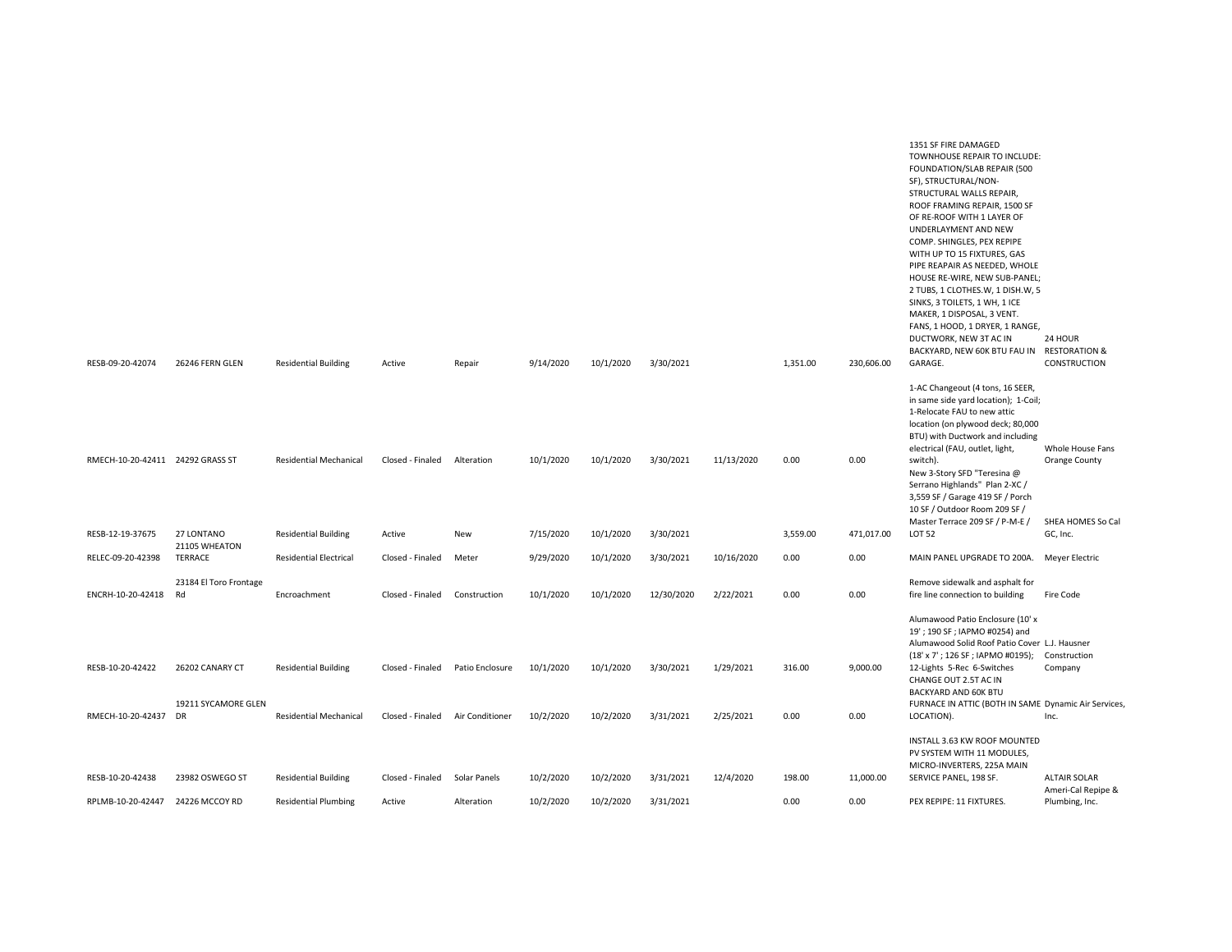| | | | | | | | | | | | | |
|---|---|---|---|---|---|---|---|---|---|---|---|---|
| RESB-09-20-42074 | 26246 FERN GLEN | Residential Building | Active | Repair | 9/14/2020 | 10/1/2020 | 3/30/2021 | | 1,351.00 | 230,606.00 | 1351 SF FIRE DAMAGED TOWNHOUSE REPAIR TO INCLUDE: FOUNDATION/SLAB REPAIR (500 SF), STRUCTURAL/NON-STRUCTURAL WALLS REPAIR, ROOF FRAMING REPAIR, 1500 SF OF RE-ROOF WITH 1 LAYER OF UNDERLAYMENT AND NEW COMP. SHINGLES, PEX REPIPE WITH UP TO 15 FIXTURES, GAS PIPE REAPAIR AS NEEDED, WHOLE HOUSE RE-WIRE, NEW SUB-PANEL; 2 TUBS, 1 CLOTHES.W, 1 DISH.W, 5 SINKS, 3 TOILETS, 1 WH, 1 ICE MAKER, 1 DISPOSAL, 3 VENT. FANS, 1 HOOD, 1 DRYER, 1 RANGE, DUCTWORK, NEW 3T AC IN BACKYARD, NEW 60K BTU FAU IN GARAGE. | 24 HOUR RESTORATION & CONSTRUCTION |
| RMECH-10-20-42411 | 24292 GRASS ST | Residential Mechanical | Closed - Finaled | Alteration | 10/1/2020 | 10/1/2020 | 3/30/2021 | 11/13/2020 | 0.00 | 0.00 | 1-AC Changeout (4 tons, 16 SEER, in same side yard location); 1-Coil; 1-Relocate FAU to new attic location (on plywood deck; 80,000 BTU) with Ductwork and including electrical (FAU, outlet, light, switch). | Whole House Fans Orange County |
| RESB-12-19-37675 | 27 LONTANO | Residential Building | Active | New | 7/15/2020 | 10/1/2020 | 3/30/2021 | | 3,559.00 | 471,017.00 | New 3-Story SFD "Teresina @ Serrano Highlands" Plan 2-XC / 3,559 SF / Garage 419 SF / Porch 10 SF / Outdoor Room 209 SF / Master Terrace 209 SF / P-M-E / LOT 52 | SHEA HOMES So Cal GC, Inc. |
| RELEC-09-20-42398 | 21105 WHEATON TERRACE | Residential Electrical | Closed - Finaled | Meter | 9/29/2020 | 10/1/2020 | 3/30/2021 | 10/16/2020 | 0.00 | 0.00 | MAIN PANEL UPGRADE TO 200A. | Meyer Electric |
| ENCRH-10-20-42418 | 23184 El Toro Frontage Rd | Encroachment | Closed - Finaled | Construction | 10/1/2020 | 10/1/2020 | 12/30/2020 | 2/22/2021 | 0.00 | 0.00 | Remove sidewalk and asphalt for fire line connection to building | Fire Code |
| RESB-10-20-42422 | 26202 CANARY CT | Residential Building | Closed - Finaled | Patio Enclosure | 10/1/2020 | 10/1/2020 | 3/30/2021 | 1/29/2021 | 316.00 | 9,000.00 | Alumawood Patio Enclosure (10' x 19' ; 190 SF ; IAPMO #0254) and Alumawood Solid Roof Patio Cover (18' x 7' ; 126 SF ; IAPMO #0195); 12-Lights 5-Rec 6-Switches | L.J. Hausner Construction Company |
| RMECH-10-20-42437 | 19211 SYCAMORE GLEN DR | Residential Mechanical | Closed - Finaled | Air Conditioner | 10/2/2020 | 10/2/2020 | 3/31/2021 | 2/25/2021 | 0.00 | 0.00 | CHANGE OUT 2.5T AC IN BACKYARD AND 60K BTU FURNACE IN ATTIC (BOTH IN SAME LOCATION). | Dynamic Air Services, Inc. |
| RESB-10-20-42438 | 23982 OSWEGO ST | Residential Building | Closed - Finaled | Solar Panels | 10/2/2020 | 10/2/2020 | 3/31/2021 | 12/4/2020 | 198.00 | 11,000.00 | INSTALL 3.63 KW ROOF MOUNTED PV SYSTEM WITH 11 MODULES, MICRO-INVERTERS, 225A MAIN SERVICE PANEL, 198 SF. | ALTAIR SOLAR |
| RPLMB-10-20-42447 | 24226 MCCOY RD | Residential Plumbing | Active | Alteration | 10/2/2020 | 10/2/2020 | 3/31/2021 | | 0.00 | 0.00 | PEX REPIPE: 11 FIXTURES. | Ameri-Cal Repipe & Plumbing, Inc. |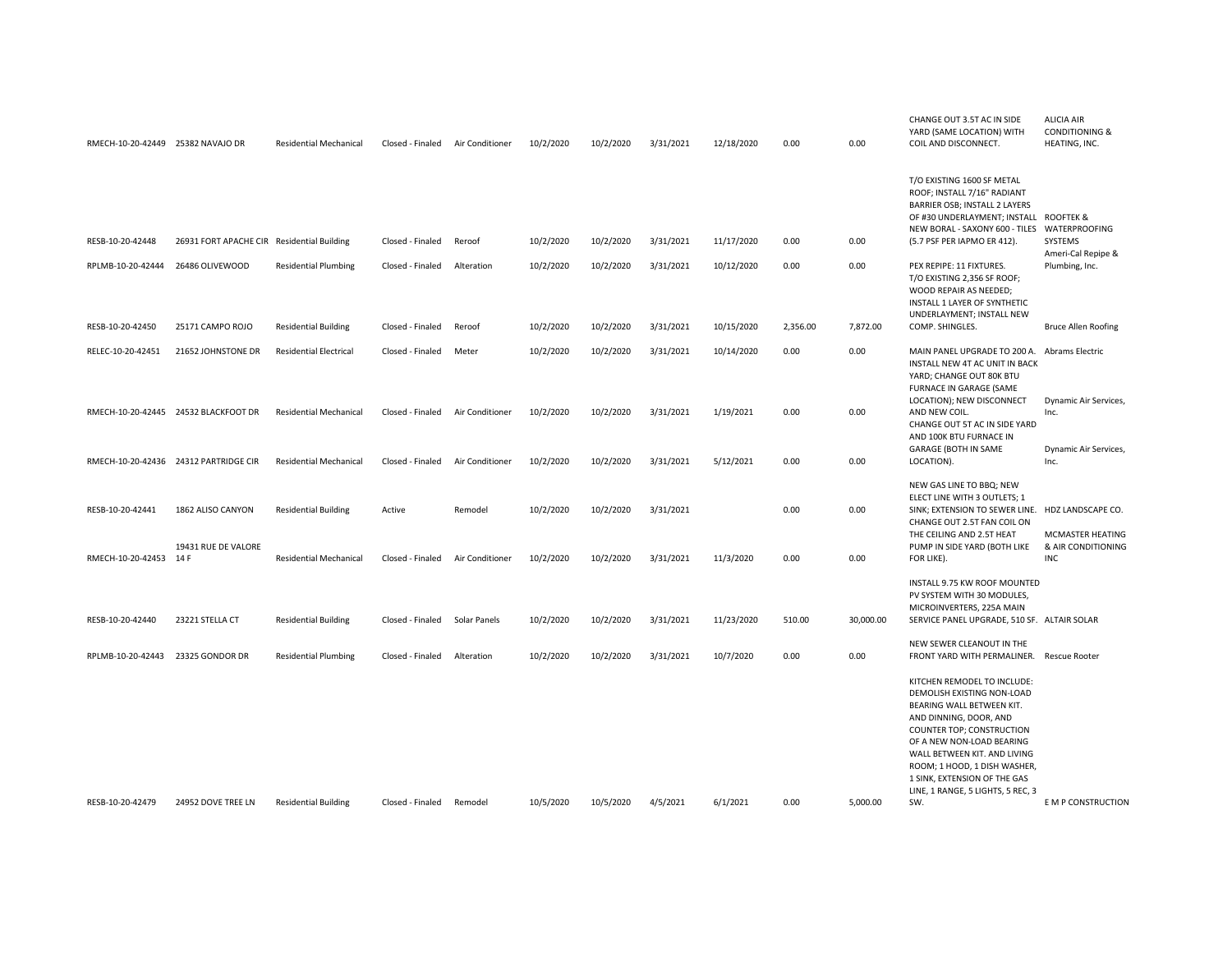| | | | | | | | | | | | | |
|---|---|---|---|---|---|---|---|---|---|---|---|---|
| RMECH-10-20-42449 | 25382 NAVAJO DR | Residential Mechanical | Closed - Finaled | Air Conditioner | 10/2/2020 | 10/2/2020 | 3/31/2021 | 12/18/2020 | 0.00 | 0.00 | CHANGE OUT 3.5T AC IN SIDE YARD (SAME LOCATION) WITH COIL AND DISCONNECT. | ALICIA AIR CONDITIONING & HEATING, INC. |
| RESB-10-20-42448 | 26931 FORT APACHE CIR | Residential Building | Closed - Finaled | Reroof | 10/2/2020 | 10/2/2020 | 3/31/2021 | 11/17/2020 | 0.00 | 0.00 | T/O EXISTING 1600 SF METAL ROOF; INSTALL 7/16" RADIANT BARRIER OSB; INSTALL 2 LAYERS OF #30 UNDERLAYMENT; INSTALL NEW BORAL - SAXONY 600 - TILES (5.7 PSF PER IAPMO ER 412). | ROOFTEK & WATERPROOFING SYSTEMS |
| RPLMB-10-20-42444 | 26486 OLIVEWOOD | Residential Plumbing | Closed - Finaled | Alteration | 10/2/2020 | 10/2/2020 | 3/31/2021 | 10/12/2020 | 0.00 | 0.00 | PEX REPIPE: 11 FIXTURES. | Ameri-Cal Repipe & Plumbing, Inc. |
| RESB-10-20-42450 | 25171 CAMPO ROJO | Residential Building | Closed - Finaled | Reroof | 10/2/2020 | 10/2/2020 | 3/31/2021 | 10/15/2020 | 2,356.00 | 7,872.00 | T/O EXISTING 2,356 SF ROOF; WOOD REPAIR AS NEEDED; INSTALL 1 LAYER OF SYNTHETIC UNDERLAYMENT; INSTALL NEW COMP. SHINGLES. | Bruce Allen Roofing |
| RELEC-10-20-42451 | 21652 JOHNSTONE DR | Residential Electrical | Closed - Finaled | Meter | 10/2/2020 | 10/2/2020 | 3/31/2021 | 10/14/2020 | 0.00 | 0.00 | MAIN PANEL UPGRADE TO 200 A. | Abrams Electric |
| RMECH-10-20-42445 | 24532 BLACKFOOT DR | Residential Mechanical | Closed - Finaled | Air Conditioner | 10/2/2020 | 10/2/2020 | 3/31/2021 | 1/19/2021 | 0.00 | 0.00 | INSTALL NEW 4T AC UNIT IN BACK YARD; CHANGE OUT 80K BTU FURNACE IN GARAGE (SAME LOCATION); NEW DISCONNECT AND NEW COIL. | Dynamic Air Services, Inc. |
| RMECH-10-20-42436 | 24312 PARTRIDGE CIR | Residential Mechanical | Closed - Finaled | Air Conditioner | 10/2/2020 | 10/2/2020 | 3/31/2021 | 5/12/2021 | 0.00 | 0.00 | CHANGE OUT 5T AC IN SIDE YARD AND 100K BTU FURNACE IN GARAGE (BOTH IN SAME LOCATION). | Dynamic Air Services, Inc. |
| RESB-10-20-42441 | 1862 ALISO CANYON | Residential Building | Active | Remodel | 10/2/2020 | 10/2/2020 | 3/31/2021 | | 0.00 | 0.00 | NEW GAS LINE TO BBQ; NEW ELECT LINE WITH 3 OUTLETS; 1 SINK; EXTENSION TO SEWER LINE. | HDZ LANDSCAPE CO. |
| RMECH-10-20-42453 | 19431 RUE DE VALORE 14 F | Residential Mechanical | Closed - Finaled | Air Conditioner | 10/2/2020 | 10/2/2020 | 3/31/2021 | 11/3/2020 | 0.00 | 0.00 | CHANGE OUT 2.5T FAN COIL ON THE CEILING AND 2.5T HEAT PUMP IN SIDE YARD (BOTH LIKE FOR LIKE). | MCMASTER HEATING & AIR CONDITIONING INC |
| RESB-10-20-42440 | 23221 STELLA CT | Residential Building | Closed - Finaled | Solar Panels | 10/2/2020 | 10/2/2020 | 3/31/2021 | 11/23/2020 | 510.00 | 30,000.00 | INSTALL 9.75 KW ROOF MOUNTED PV SYSTEM WITH 30 MODULES, MICROINVERTERS, 225A MAIN SERVICE PANEL UPGRADE, 510 SF. | ALTAIR SOLAR |
| RPLMB-10-20-42443 | 23325 GONDOR DR | Residential Plumbing | Closed - Finaled | Alteration | 10/2/2020 | 10/2/2020 | 3/31/2021 | 10/7/2020 | 0.00 | 0.00 | NEW SEWER CLEANOUT IN THE FRONT YARD WITH PERMALINER. | Rescue Rooter |
| RESB-10-20-42479 | 24952 DOVE TREE LN | Residential Building | Closed - Finaled | Remodel | 10/5/2020 | 10/5/2020 | 4/5/2021 | 6/1/2021 | 0.00 | 5,000.00 | KITCHEN REMODEL TO INCLUDE: DEMOLISH EXISTING NON-LOAD BEARING WALL BETWEEN KIT. AND DINNING, DOOR, AND COUNTER TOP; CONSTRUCTION OF A NEW NON-LOAD BEARING WALL BETWEEN KIT. AND LIVING ROOM; 1 HOOD, 1 DISH WASHER, 1 SINK, EXTENSION OF THE GAS LINE, 1 RANGE, 5 LIGHTS, 5 REC, 3 SW. | E M P CONSTRUCTION |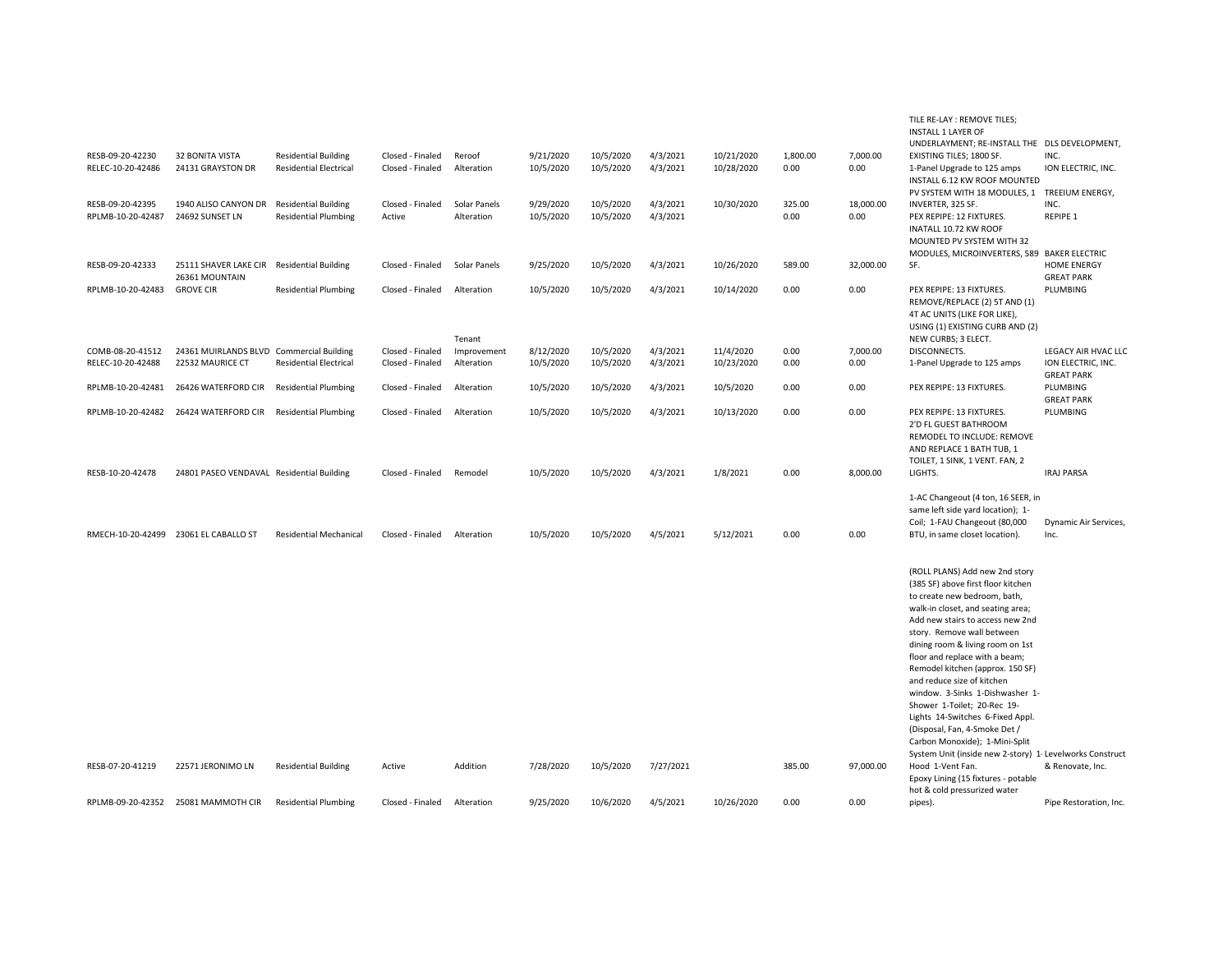| | | | | | | | | | | | | |
|---|---|---|---|---|---|---|---|---|---|---|---|---|
| RESB-09-20-42230 | 32 BONITA VISTA | Residential Building | Closed - Finaled | Reroof | 9/21/2020 | 10/5/2020 | 4/3/2021 | 10/21/2020 | 1,800.00 | 7,000.00 | TILE RE-LAY : REMOVE TILES; INSTALL 1 LAYER OF UNDERLAYMENT; RE-INSTALL THE EXISTING TILES; 1800 SF. | DLS DEVELOPMENT, INC. |
| RELEC-10-20-42486 | 24131 GRAYSTON DR | Residential Electrical | Closed - Finaled | Alteration | 10/5/2020 | 10/5/2020 | 4/3/2021 | 10/28/2020 | 0.00 | 0.00 | 1-Panel Upgrade to 125 amps | ION ELECTRIC, INC. |
| RESB-09-20-42395 | 1940 ALISO CANYON DR | Residential Building | Closed - Finaled | Solar Panels | 9/29/2020 | 10/5/2020 | 4/3/2021 | 10/30/2020 | 325.00 | 18,000.00 | INSTALL 6.12 KW ROOF MOUNTED PV SYSTEM WITH 18 MODULES, 1 INVERTER, 325 SF. | TREEIUM ENERGY, INC. |
| RPLMB-10-20-42487 | 24692 SUNSET LN | Residential Plumbing | Active | Alteration | 10/5/2020 | 10/5/2020 | 4/3/2021 | | 0.00 | 0.00 | PEX REPIPE: 12 FIXTURES. | REPIPE 1 |
| RESB-09-20-42333 | 25111 SHAVER LAKE CIR | Residential Building | Closed - Finaled | Solar Panels | 9/25/2020 | 10/5/2020 | 4/3/2021 | 10/26/2020 | 589.00 | 32,000.00 | INATALL 10.72 KW ROOF MOUNTED PV SYSTEM WITH 32 MODULES, MICROINVERTERS, 589 SF. | BAKER ELECTRIC HOME ENERGY |
| RPLMB-10-20-42483 | 26361 MOUNTAIN GROVE CIR | Residential Plumbing | Closed - Finaled | Alteration | 10/5/2020 | 10/5/2020 | 4/3/2021 | 10/14/2020 | 0.00 | 0.00 | PEX REPIPE: 13 FIXTURES. | GREAT PARK PLUMBING |
| COMB-08-20-41512 | 24361 MUIRLANDS BLVD | Commercial Building | Closed - Finaled | Tenant Improvement | 8/12/2020 | 10/5/2020 | 4/3/2021 | 11/4/2020 | 0.00 | 7,000.00 | REMOVE/REPLACE (2) 5T AND (1) 4T AC UNITS (LIKE FOR LIKE), USING (1) EXISTING CURB AND (2) NEW CURBS; 3 ELECT. DISCONNECTS. | LEGACY AIR HVAC LLC |
| RELEC-10-20-42488 | 22532 MAURICE CT | Residential Electrical | Closed - Finaled | Alteration | 10/5/2020 | 10/5/2020 | 4/3/2021 | 10/23/2020 | 0.00 | 0.00 | 1-Panel Upgrade to 125 amps | ION ELECTRIC, INC. |
| RPLMB-10-20-42481 | 26426 WATERFORD CIR | Residential Plumbing | Closed - Finaled | Alteration | 10/5/2020 | 10/5/2020 | 4/3/2021 | 10/5/2020 | 0.00 | 0.00 | PEX REPIPE: 13 FIXTURES. | GREAT PARK PLUMBING |
| RPLMB-10-20-42482 | 26424 WATERFORD CIR | Residential Plumbing | Closed - Finaled | Alteration | 10/5/2020 | 10/5/2020 | 4/3/2021 | 10/13/2020 | 0.00 | 0.00 | PEX REPIPE: 13 FIXTURES. | GREAT PARK PLUMBING |
| RESB-10-20-42478 | 24801 PASEO VENDAVAL | Residential Building | Closed - Finaled | Remodel | 10/5/2020 | 10/5/2020 | 4/3/2021 | 1/8/2021 | 0.00 | 8,000.00 | 2'D FL GUEST BATHROOM REMODEL TO INCLUDE: REMOVE AND REPLACE 1 BATH TUB, 1 TOILET, 1 SINK, 1 VENT. FAN, 2 LIGHTS. | IRAJ PARSA |
| RMECH-10-20-42499 | 23061 EL CABALLO ST | Residential Mechanical | Closed - Finaled | Alteration | 10/5/2020 | 10/5/2020 | 4/5/2021 | 5/12/2021 | 0.00 | 0.00 | 1-AC Changeout (4 ton, 16 SEER, in same left side yard location); 1-Coil; 1-FAU Changeout (80,000 BTU, in same closet location). | Dynamic Air Services, Inc. |
| RESB-07-20-41219 | 22571 JERONIMO LN | Residential Building | Active | Addition | 7/28/2020 | 10/5/2020 | 7/27/2021 | | 385.00 | 97,000.00 | (ROLL PLANS) Add new 2nd story (385 SF) above first floor kitchen to create new bedroom, bath, walk-in closet, and seating area; Add new stairs to access new 2nd story. Remove wall between dining room & living room on 1st floor and replace with a beam; Remodel kitchen (approx. 150 SF) and reduce size of kitchen window. 3-Sinks 1-Dishwasher 1-Shower 1-Toilet; 20-Rec 19-Lights 14-Switches 6-Fixed Appl. (Disposal, Fan, 4-Smoke Det / Carbon Monoxide); 1-Mini-Split System Unit (inside new 2-story) 1-Hood 1-Vent Fan. | Levelworks Construct & Renovate, Inc. |
| RPLMB-09-20-42352 | 25081 MAMMOTH CIR | Residential Plumbing | Closed - Finaled | Alteration | 9/25/2020 | 10/6/2020 | 4/5/2021 | 10/26/2020 | 0.00 | 0.00 | Epoxy Lining (15 fixtures - potable hot & cold pressurized water pipes). | Pipe Restoration, Inc. |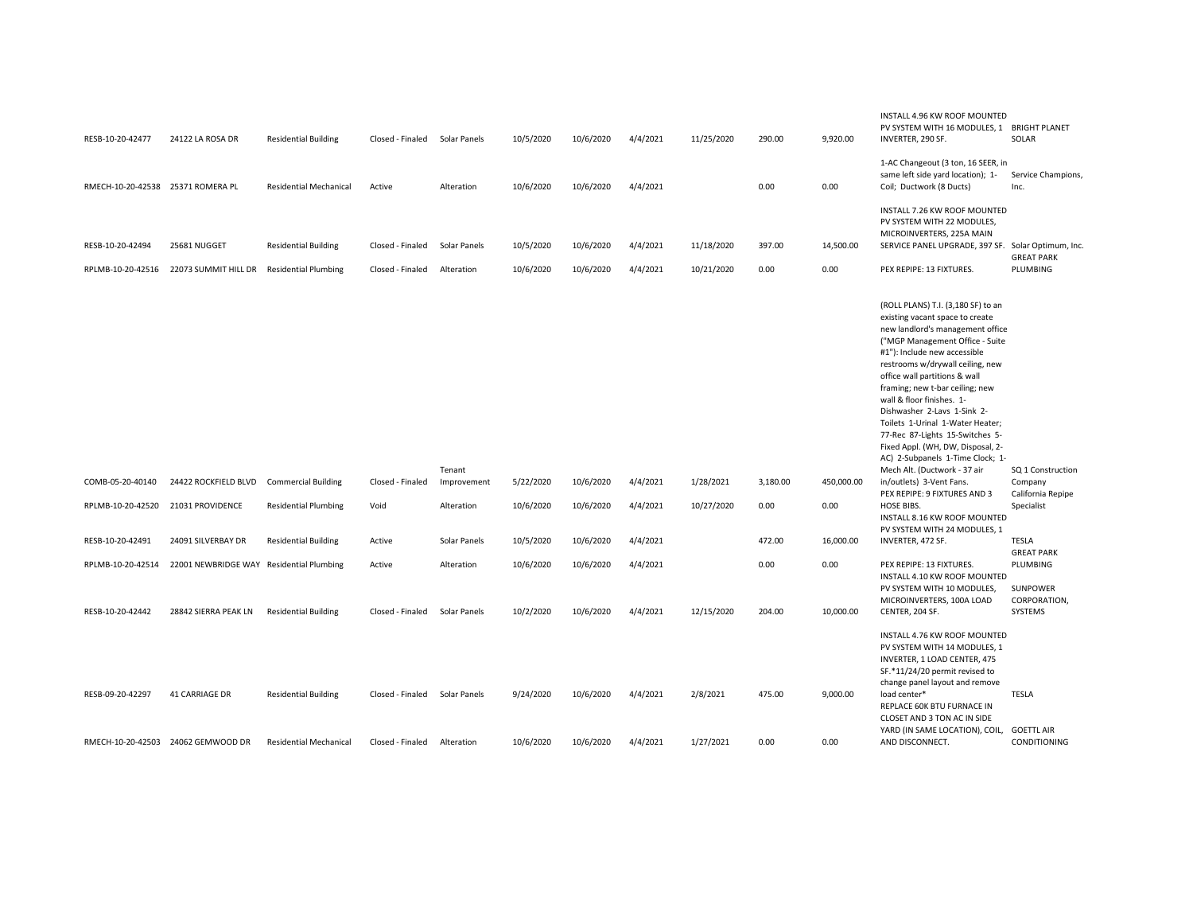| | | | | | | | | | | | | |
|---|---|---|---|---|---|---|---|---|---|---|---|---|
| RESB-10-20-42477 | 24122 LA ROSA DR | Residential Building | Closed - Finaled | Solar Panels | 10/5/2020 | 10/6/2020 | 4/4/2021 | 11/25/2020 | 290.00 | 9,920.00 | INSTALL 4.96 KW ROOF MOUNTED PV SYSTEM WITH 16 MODULES, 1 INVERTER, 290 SF. | BRIGHT PLANET SOLAR |
| RMECH-10-20-42538 | 25371 ROMERA PL | Residential Mechanical | Active | Alteration | 10/6/2020 | 10/6/2020 | 4/4/2021 | | 0.00 | 0.00 | 1-AC Changeout (3 ton, 16 SEER, in same left side yard location); 1-Coil; Ductwork (8 Ducts) | Service Champions, Inc. |
| RESB-10-20-42494 | 25681 NUGGET | Residential Building | Closed - Finaled | Solar Panels | 10/5/2020 | 10/6/2020 | 4/4/2021 | 11/18/2020 | 397.00 | 14,500.00 | INSTALL 7.26 KW ROOF MOUNTED PV SYSTEM WITH 22 MODULES, MICROINVERTERS, 225A MAIN SERVICE PANEL UPGRADE, 397 SF. | Solar Optimum, Inc. |
| RPLMB-10-20-42516 | 22073 SUMMIT HILL DR | Residential Plumbing | Closed - Finaled | Alteration | 10/6/2020 | 10/6/2020 | 4/4/2021 | 10/21/2020 | 0.00 | 0.00 | PEX REPIPE: 13 FIXTURES. | GREAT PARK PLUMBING |
| COMB-05-20-40140 | 24422 ROCKFIELD BLVD | Commercial Building | Closed - Finaled | Tenant Improvement | 5/22/2020 | 10/6/2020 | 4/4/2021 | 1/28/2021 | 3,180.00 | 450,000.00 | (ROLL PLANS) T.I. (3,180 SF) to an existing vacant space to create new landlord's management office ("MGP Management Office - Suite #1"): Include new accessible restrooms w/drywall ceiling, new office wall partitions & wall framing; new t-bar ceiling; new wall & floor finishes. 1-Dishwasher 2-Lavs 1-Sink 2-Toilets 1-Urinal 1-Water Heater; 77-Rec 87-Lights 15-Switches 5-Fixed Appl. (WH, DW, Disposal, 2-AC) 2-Subpanels 1-Time Clock; 1-Mech Alt. (Ductwork - 37 air in/outlets) 3-Vent Fans. | SQ 1 Construction Company |
| RPLMB-10-20-42520 | 21031 PROVIDENCE | Residential Plumbing | Void | Alteration | 10/6/2020 | 10/6/2020 | 4/4/2021 | 10/27/2020 | 0.00 | 0.00 | PEX REPIPE: 9 FIXTURES AND 3 HOSE BIBS. | California Repipe Specialist |
| RESB-10-20-42491 | 24091 SILVERBAY DR | Residential Building | Active | Solar Panels | 10/5/2020 | 10/6/2020 | 4/4/2021 | | 472.00 | 16,000.00 | INSTALL 8.16 KW ROOF MOUNTED PV SYSTEM WITH 24 MODULES, 1 INVERTER, 472 SF. | TESLA |
| RPLMB-10-20-42514 | 22001 NEWBRIDGE WAY | Residential Plumbing | Active | Alteration | 10/6/2020 | 10/6/2020 | 4/4/2021 | | 0.00 | 0.00 | PEX REPIPE: 13 FIXTURES. | GREAT PARK PLUMBING |
| RESB-10-20-42442 | 28842 SIERRA PEAK LN | Residential Building | Closed - Finaled | Solar Panels | 10/2/2020 | 10/6/2020 | 4/4/2021 | 12/15/2020 | 204.00 | 10,000.00 | INSTALL 4.10 KW ROOF MOUNTED PV SYSTEM WITH 10 MODULES, MICROINVERTERS, 100A LOAD CENTER, 204 SF. | SUNPOWER CORPORATION, SYSTEMS |
| RESB-09-20-42297 | 41 CARRIAGE DR | Residential Building | Closed - Finaled | Solar Panels | 9/24/2020 | 10/6/2020 | 4/4/2021 | 2/8/2021 | 475.00 | 9,000.00 | INSTALL 4.76 KW ROOF MOUNTED PV SYSTEM WITH 14 MODULES, 1 INVERTER, 1 LOAD CENTER, 475 SF.*11/24/20 permit revised to change panel layout and remove load center* | TESLA |
| RMECH-10-20-42503 | 24062 GEMWOOD DR | Residential Mechanical | Closed - Finaled | Alteration | 10/6/2020 | 10/6/2020 | 4/4/2021 | 1/27/2021 | 0.00 | 0.00 | REPLACE 60K BTU FURNACE IN CLOSET AND 3 TON AC IN SIDE YARD (IN SAME LOCATION), COIL, AND DISCONNECT. | GOETTL AIR CONDITIONING |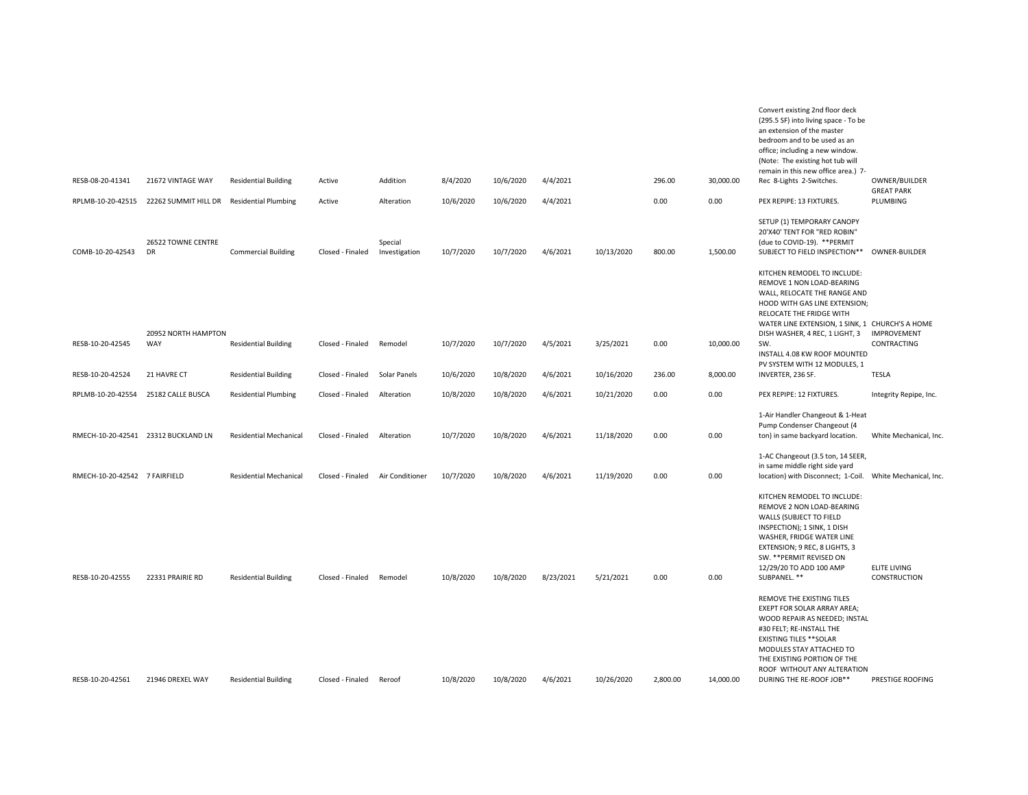| | | | | | | | | | | | | |
|---|---|---|---|---|---|---|---|---|---|---|---|---|
| RESB-08-20-41341 | 21672 VINTAGE WAY | Residential Building | Active | Addition | 8/4/2020 | 10/6/2020 | 4/4/2021 | | 296.00 | 30,000.00 | Convert existing 2nd floor deck (295.5 SF) into living space - To be an extension of the master bedroom and to be used as an office; including a new window. (Note: The existing hot tub will remain in this new office area.) 7-Rec 8-Lights 2-Switches. | OWNER/BUILDER |
| RPLMB-10-20-42515 | 22262 SUMMIT HILL DR | Residential Plumbing | Active | Alteration | 10/6/2020 | 10/6/2020 | 4/4/2021 | | 0.00 | 0.00 | PEX REPIPE: 13 FIXTURES. | GREAT PARK PLUMBING |
| COMB-10-20-42543 | 26522 TOWNE CENTRE DR | Commercial Building | Closed - Finaled | Special Investigation | 10/7/2020 | 10/7/2020 | 4/6/2021 | 10/13/2020 | 800.00 | 1,500.00 | SETUP (1) TEMPORARY CANOPY 20'X40' TENT FOR "RED ROBIN" (due to COVID-19). **PERMIT SUBJECT TO FIELD INSPECTION** | OWNER-BUILDER |
| RESB-10-20-42545 | 20952 NORTH HAMPTON WAY | Residential Building | Closed - Finaled | Remodel | 10/7/2020 | 10/7/2020 | 4/5/2021 | 3/25/2021 | 0.00 | 10,000.00 | KITCHEN REMODEL TO INCLUDE: REMOVE 1 NON LOAD-BEARING WALL, RELOCATE THE RANGE AND HOOD WITH GAS LINE EXTENSION; RELOCATE THE FRIDGE WITH WATER LINE EXTENSION, 1 SINK, 1 DISH WASHER, 4 REC, 1 LIGHT, 3 SW. | CHURCH'S A HOME IMPROVEMENT CONTRACTING |
| RESB-10-20-42524 | 21 HAVRE CT | Residential Building | Closed - Finaled | Solar Panels | 10/6/2020 | 10/8/2020 | 4/6/2021 | 10/16/2020 | 236.00 | 8,000.00 | INSTALL 4.08 KW ROOF MOUNTED PV SYSTEM WITH 12 MODULES, 1 INVERTER, 236 SF. | TESLA |
| RPLMB-10-20-42554 | 25182 CALLE BUSCA | Residential Plumbing | Closed - Finaled | Alteration | 10/8/2020 | 10/8/2020 | 4/6/2021 | 10/21/2020 | 0.00 | 0.00 | PEX REPIPE: 12 FIXTURES. | Integrity Repipe, Inc. |
| RMECH-10-20-42541 | 23312 BUCKLAND LN | Residential Mechanical | Closed - Finaled | Alteration | 10/7/2020 | 10/8/2020 | 4/6/2021 | 11/18/2020 | 0.00 | 0.00 | 1-Air Handler Changeout & 1-Heat Pump Condenser Changeout (4 ton) in same backyard location. | White Mechanical, Inc. |
| RMECH-10-20-42542 | 7 FAIRFIELD | Residential Mechanical | Closed - Finaled | Air Conditioner | 10/7/2020 | 10/8/2020 | 4/6/2021 | 11/19/2020 | 0.00 | 0.00 | 1-AC Changeout (3.5 ton, 14 SEER, in same middle right side yard location) with Disconnect; 1-Coil. | White Mechanical, Inc. |
| RESB-10-20-42555 | 22331 PRAIRIE RD | Residential Building | Closed - Finaled | Remodel | 10/8/2020 | 10/8/2020 | 8/23/2021 | 5/21/2021 | 0.00 | 0.00 | KITCHEN REMODEL TO INCLUDE: REMOVE 2 NON LOAD-BEARING WALLS (SUBJECT TO FIELD INSPECTION); 1 SINK, 1 DISH WASHER, FRIDGE WATER LINE EXTENSION; 9 REC, 8 LIGHTS, 3 SW. **PERMIT REVISED ON 12/29/20 TO ADD 100 AMP SUBPANEL. ** | ELITE LIVING CONSTRUCTION |
| RESB-10-20-42561 | 21946 DREXEL WAY | Residential Building | Closed - Finaled | Reroof | 10/8/2020 | 10/8/2020 | 4/6/2021 | 10/26/2020 | 2,800.00 | 14,000.00 | REMOVE THE EXISTING TILES EXEPT FOR SOLAR ARRAY AREA; WOOD REPAIR AS NEEDED; INSTAL #30 FELT; RE-INSTALL THE EXISTING TILES **SOLAR MODULES STAY ATTACHED TO THE EXISTING PORTION OF THE ROOF WITHOUT ANY ALTERATION DURING THE RE-ROOF JOB** | PRESTIGE ROOFING |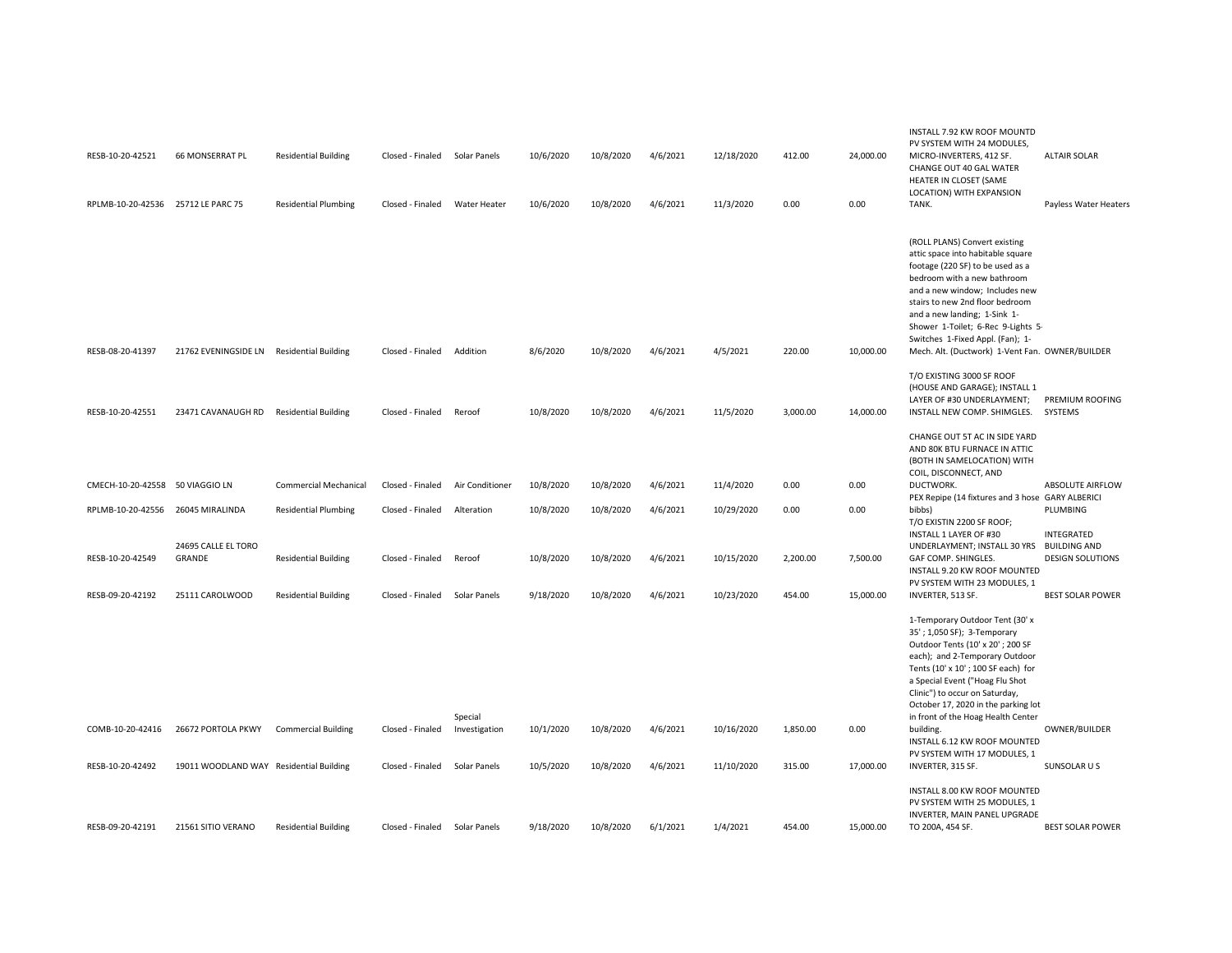| | | | | | | | | | | | | |
|---|---|---|---|---|---|---|---|---|---|---|---|---|
| RESB-10-20-42521 | 66 MONSERRAT PL | Residential Building | Closed - Finaled | Solar Panels | 10/6/2020 | 10/8/2020 | 4/6/2021 | 12/18/2020 | 412.00 | 24,000.00 | INSTALL 7.92 KW ROOF MOUNTD PV SYSTEM WITH 24 MODULES, MICRO-INVERTERS, 412 SF. | ALTAIR SOLAR |
| RPLMB-10-20-42536 | 25712 LE PARC 75 | Residential Plumbing | Closed - Finaled | Water Heater | 10/6/2020 | 10/8/2020 | 4/6/2021 | 11/3/2020 | 0.00 | 0.00 | CHANGE OUT 40 GAL WATER HEATER IN CLOSET (SAME LOCATION) WITH EXPANSION TANK. | Payless Water Heaters |
| RESB-08-20-41397 | 21762 EVENINGSIDE LN | Residential Building | Closed - Finaled | Addition | 8/6/2020 | 10/8/2020 | 4/6/2021 | 4/5/2021 | 220.00 | 10,000.00 | (ROLL PLANS) Convert existing attic space into habitable square footage (220 SF) to be used as a bedroom with a new bathroom and a new window; Includes new stairs to new 2nd floor bedroom and a new landing; 1-Sink 1-Shower 1-Toilet; 6-Rec 9-Lights 5-Switches 1-Fixed Appl. (Fan); 1-Mech. Alt. (Ductwork) 1-Vent Fan. | OWNER/BUILDER |
| RESB-10-20-42551 | 23471 CAVANAUGH RD | Residential Building | Closed - Finaled | Reroof | 10/8/2020 | 10/8/2020 | 4/6/2021 | 11/5/2020 | 3,000.00 | 14,000.00 | T/O EXISTING 3000 SF ROOF (HOUSE AND GARAGE); INSTALL 1 LAYER OF #30 UNDERLAYMENT; INSTALL NEW COMP. SHIMGLES. | PREMIUM ROOFING SYSTEMS |
| CMECH-10-20-42558 | 50 VIAGGIO LN | Commercial Mechanical | Closed - Finaled | Air Conditioner | 10/8/2020 | 10/8/2020 | 4/6/2021 | 11/4/2020 | 0.00 | 0.00 | CHANGE OUT 5T AC IN SIDE YARD AND 80K BTU FURNACE IN ATTIC (BOTH IN SAMELOCATION) WITH COIL, DISCONNECT, AND DUCTWORK. | ABSOLUTE AIRFLOW |
| RPLMB-10-20-42556 | 26045 MIRALINDA | Residential Plumbing | Closed - Finaled | Alteration | 10/8/2020 | 10/8/2020 | 4/6/2021 | 10/29/2020 | 0.00 | 0.00 | PEX Repipe (14 fixtures and 3 hose bibbs) | GARY ALBERICI PLUMBING |
| RESB-10-20-42549 | 24695 CALLE EL TORO GRANDE | Residential Building | Closed - Finaled | Reroof | 10/8/2020 | 10/8/2020 | 4/6/2021 | 10/15/2020 | 2,200.00 | 7,500.00 | T/O EXISTIN 2200 SF ROOF; INSTALL 1 LAYER OF #30 UNDERLAYMENT; INSTALL 30 YRS GAF COMP. SHINGLES. | INTEGRATED BUILDING AND DESIGN SOLUTIONS |
| RESB-09-20-42192 | 25111 CAROLWOOD | Residential Building | Closed - Finaled | Solar Panels | 9/18/2020 | 10/8/2020 | 4/6/2021 | 10/23/2020 | 454.00 | 15,000.00 | INSTALL 9.20 KW ROOF MOUNTED PV SYSTEM WITH 23 MODULES, 1 INVERTER, 513 SF. | BEST SOLAR POWER |
| COMB-10-20-42416 | 26672 PORTOLA PKWY | Commercial Building | Closed - Finaled | Special Investigation | 10/1/2020 | 10/8/2020 | 4/6/2021 | 10/16/2020 | 1,850.00 | 0.00 | 1-Temporary Outdoor Tent (30' x 35' ; 1,050 SF); 3-Temporary Outdoor Tents (10' x 20' ; 200 SF each); and 2-Temporary Outdoor Tents (10' x 10' ; 100 SF each) for a Special Event ("Hoag Flu Shot Clinic") to occur on Saturday, October 17, 2020 in the parking lot in front of the Hoag Health Center building. | OWNER/BUILDER |
| RESB-10-20-42492 | 19011 WOODLAND WAY | Residential Building | Closed - Finaled | Solar Panels | 10/5/2020 | 10/8/2020 | 4/6/2021 | 11/10/2020 | 315.00 | 17,000.00 | INSTALL 6.12 KW ROOF MOUNTED PV SYSTEM WITH 17 MODULES, 1 INVERTER, 315 SF. | SUNSOLAR U S |
| RESB-09-20-42191 | 21561 SITIO VERANO | Residential Building | Closed - Finaled | Solar Panels | 9/18/2020 | 10/8/2020 | 6/1/2021 | 1/4/2021 | 454.00 | 15,000.00 | INSTALL 8.00 KW ROOF MOUNTED PV SYSTEM WITH 25 MODULES, 1 INVERTER, MAIN PANEL UPGRADE TO 200A, 454 SF. | BEST SOLAR POWER |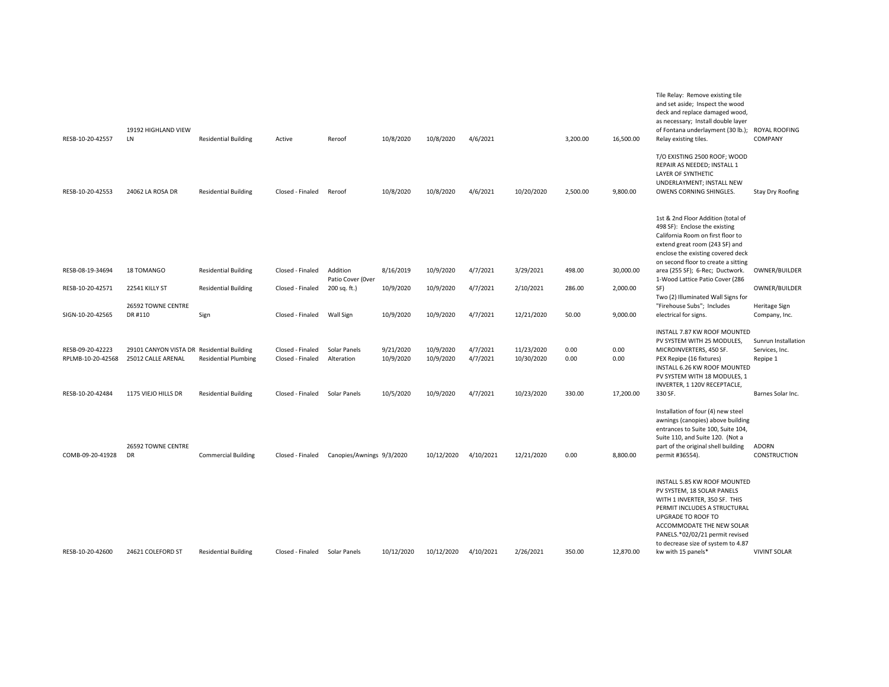| | | | | | | | | | | | | |
|---|---|---|---|---|---|---|---|---|---|---|---|---|
| RESB-10-20-42557 | 19192 HIGHLAND VIEW LN | Residential Building | Active | Reroof | 10/8/2020 | 10/8/2020 | 4/6/2021 | | 3,200.00 | 16,500.00 | Tile Relay: Remove existing tile and set aside; Inspect the wood deck and replace damaged wood, as necessary; Install double layer of Fontana underlayment (30 lb.); Relay existing tiles. | ROYAL ROOFING COMPANY |
| RESB-10-20-42553 | 24062 LA ROSA DR | Residential Building | Closed - Finaled | Reroof | 10/8/2020 | 10/8/2020 | 4/6/2021 | 10/20/2020 | 2,500.00 | 9,800.00 | T/O EXISTING 2500 ROOF; WOOD REPAIR AS NEEDED; INSTALL 1 LAYER OF SYNTHETIC UNDERLAYMENT; INSTALL NEW OWENS CORNING SHINGLES. | Stay Dry Roofing |
| RESB-08-19-34694 | 18 TOMANGO | Residential Building | Closed - Finaled | Addition | 8/16/2019 | 10/9/2020 | 4/7/2021 | 3/29/2021 | 498.00 | 30,000.00 | 1st & 2nd Floor Addition (total of 498 SF): Enclose the existing California Room on first floor to extend great room (243 SF) and enclose the existing covered deck on second floor to create a sitting area (255 SF); 6-Rec; Ductwork. | OWNER/BUILDER |
| RESB-10-20-42571 | 22541 KILLY ST | Residential Building | Closed - Finaled | Patio Cover (0ver 200 sq. ft.) | 10/9/2020 | 10/9/2020 | 4/7/2021 | 2/10/2021 | 286.00 | 2,000.00 | 1-Wood Lattice Patio Cover (286 SF) | OWNER/BUILDER |
| SIGN-10-20-42565 | 26592 TOWNE CENTRE DR #110 | Sign | Closed - Finaled | Wall Sign | 10/9/2020 | 10/9/2020 | 4/7/2021 | 12/21/2020 | 50.00 | 9,000.00 | Two (2) Illuminated Wall Signs for "Firehouse Subs"; Includes electrical for signs. | Heritage Sign Company, Inc. |
| RESB-09-20-42223 | 29101 CANYON VISTA DR | Residential Building | Closed - Finaled | Solar Panels | 9/21/2020 | 10/9/2020 | 4/7/2021 | 11/23/2020 | 0.00 | 0.00 | INSTALL 7.87 KW ROOF MOUNTED PV SYSTEM WITH 25 MODULES, MICROINVERTERS, 450 SF. | Sunrun Installation Services, Inc. |
| RPLMB-10-20-42568 | 25012 CALLE ARENAL | Residential Plumbing | Closed - Finaled | Alteration | 10/9/2020 | 10/9/2020 | 4/7/2021 | 10/30/2020 | 0.00 | 0.00 | PEX Repipe (16 fixtures) | Repipe 1 |
| RESB-10-20-42484 | 1175 VIEJO HILLS DR | Residential Building | Closed - Finaled | Solar Panels | 10/5/2020 | 10/9/2020 | 4/7/2021 | 10/23/2020 | 330.00 | 17,200.00 | INSTALL 6.26 KW ROOF MOUNTED PV SYSTEM WITH 18 MODULES, 1 INVERTER, 1 120V RECEPTACLE, 330 SF. | Barnes Solar Inc. |
| COMB-09-20-41928 | 26592 TOWNE CENTRE DR | Commercial Building | Closed - Finaled | Canopies/Awnings | 9/3/2020 | 10/12/2020 | 4/10/2021 | 12/21/2020 | 0.00 | 8,800.00 | Installation of four (4) new steel awnings (canopies) above building entrances to Suite 100, Suite 104, Suite 110, and Suite 120. (Not a part of the original shell building permit #36554). | ADORN CONSTRUCTION |
| RESB-10-20-42600 | 24621 COLEFORD ST | Residential Building | Closed - Finaled | Solar Panels | 10/12/2020 | 10/12/2020 | 4/10/2021 | 2/26/2021 | 350.00 | 12,870.00 | INSTALL 5.85 KW ROOF MOUNTED PV SYSTEM, 18 SOLAR PANELS WITH 1 INVERTER, 350 SF. THIS PERMIT INCLUDES A STRUCTURAL UPGRADE TO ROOF TO ACCOMMODATE THE NEW SOLAR PANELS.*02/02/21 permit revised to decrease size of system to 4.87 kw with 15 panels* | VIVINT SOLAR |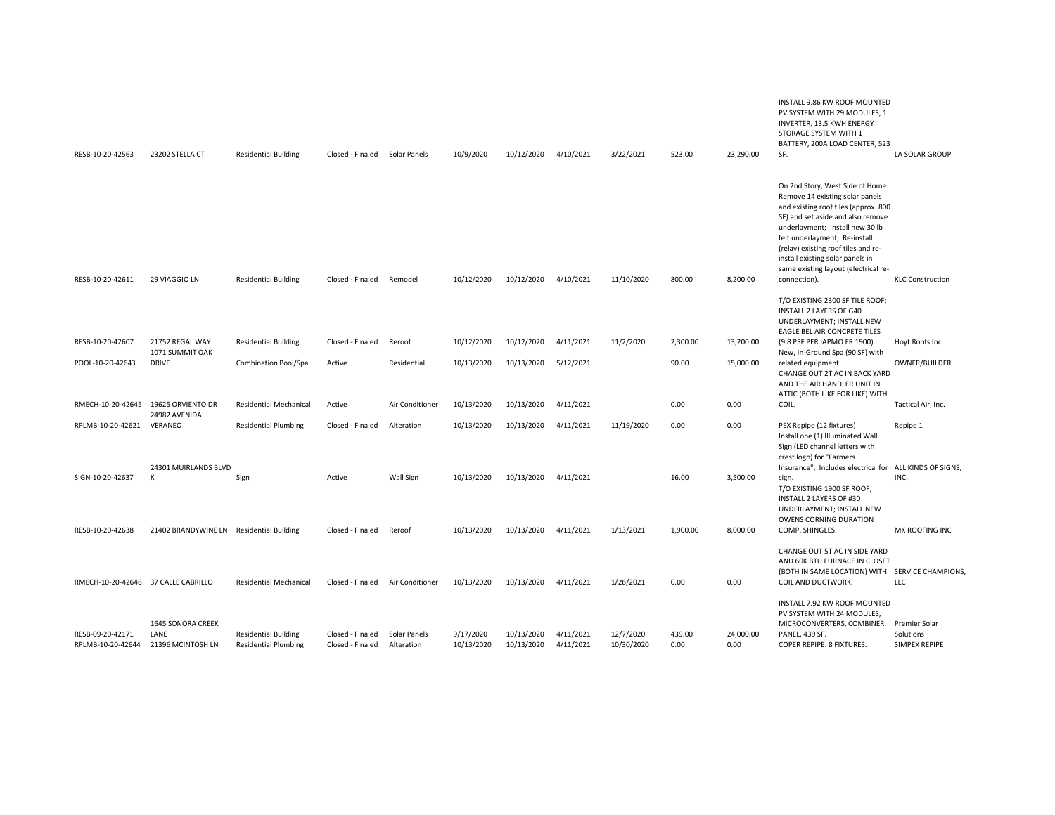| | | | | | | | | | | | | |
|---|---|---|---|---|---|---|---|---|---|---|---|---|
| RESB-10-20-42563 | 23202 STELLA CT | Residential Building | Closed - Finaled | Solar Panels | 10/9/2020 | 10/12/2020 | 4/10/2021 | 3/22/2021 | 523.00 | 23,290.00 | INSTALL 9.86 KW ROOF MOUNTED PV SYSTEM WITH 29 MODULES, 1 INVERTER, 13.5 KWH ENERGY STORAGE SYSTEM WITH 1 BATTERY, 200A LOAD CENTER, 523 SF. | LA SOLAR GROUP |
| RESB-10-20-42611 | 29 VIAGGIO LN | Residential Building | Closed - Finaled | Remodel | 10/12/2020 | 10/12/2020 | 4/10/2021 | 11/10/2020 | 800.00 | 8,200.00 | On 2nd Story, West Side of Home: Remove 14 existing solar panels and existing roof tiles (approx. 800 SF) and set aside and also remove underlayment; Install new 30 lb felt underlayment; Re-install (relay) existing roof tiles and re-install existing solar panels in same existing layout (electrical re-connection). | KLC Construction |
| RESB-10-20-42607 | 21752 REGAL WAY | Residential Building | Closed - Finaled | Reroof | 10/12/2020 | 10/12/2020 | 4/11/2021 | 11/2/2020 | 2,300.00 | 13,200.00 | T/O EXISTING 2300 SF TILE ROOF; INSTALL 2 LAYERS OF G40 UNDERLAYMENT; INSTALL NEW EAGLE BEL AIR CONCRETE TILES (9.8 PSF PER IAPMO ER 1900). | Hoyt Roofs Inc |
| POOL-10-20-42643 | 1071 SUMMIT OAK DRIVE | Combination Pool/Spa | Active | Residential | 10/13/2020 | 10/13/2020 | 5/12/2021 | | 90.00 | 15,000.00 | New, In-Ground Spa (90 SF) with related equipment. | OWNER/BUILDER |
| RMECH-10-20-42645 | 19625 ORVIENTO DR | Residential Mechanical | Active | Air Conditioner | 10/13/2020 | 10/13/2020 | 4/11/2021 | | 0.00 | 0.00 | CHANGE OUT 2T AC IN BACK YARD AND THE AIR HANDLER UNIT IN ATTIC (BOTH LIKE FOR LIKE) WITH COIL. | Tactical Air, Inc. |
| RPLMB-10-20-42621 | 24982 AVENIDA VERANEO | Residential Plumbing | Closed - Finaled | Alteration | 10/13/2020 | 10/13/2020 | 4/11/2021 | 11/19/2020 | 0.00 | 0.00 | PEX Repipe (12 fixtures) | Repipe 1 |
| SIGN-10-20-42637 | 24301 MUIRLANDS BLVD K | Sign | Active | Wall Sign | 10/13/2020 | 10/13/2020 | 4/11/2021 | | 16.00 | 3,500.00 | Install one (1) Illuminated Wall Sign (LED channel letters with crest logo) for "Farmers Insurance"; Includes electrical for sign. | ALL KINDS OF SIGNS, INC. |
| RESB-10-20-42638 | 21402 BRANDYWINE LN | Residential Building | Closed - Finaled | Reroof | 10/13/2020 | 10/13/2020 | 4/11/2021 | 1/13/2021 | 1,900.00 | 8,000.00 | T/O EXISTING 1900 SF ROOF; INSTALL 2 LAYERS OF #30 UNDERLAYMENT; INSTALL NEW OWENS CORNING DURATION COMP. SHINGLES. | MK ROOFING INC |
| RMECH-10-20-42646 | 37 CALLE CABRILLO | Residential Mechanical | Closed - Finaled | Air Conditioner | 10/13/2020 | 10/13/2020 | 4/11/2021 | 1/26/2021 | 0.00 | 0.00 | CHANGE OUT 5T AC IN SIDE YARD AND 60K BTU FURNACE IN CLOSET (BOTH IN SAME LOCATION) WITH COIL AND DUCTWORK. | SERVICE CHAMPIONS, LLC |
| RESB-09-20-42171 | 1645 SONORA CREEK LANE | Residential Building | Closed - Finaled | Solar Panels | 9/17/2020 | 10/13/2020 | 4/11/2021 | 12/7/2020 | 439.00 | 24,000.00 | INSTALL 7.92 KW ROOF MOUNTED PV SYSTEM WITH 24 MODULES, MICROCONVERTERS, COMBINER PANEL, 439 SF. | Premier Solar Solutions |
| RPLMB-10-20-42644 | 21396 MCINTOSH LN | Residential Plumbing | Closed - Finaled | Alteration | 10/13/2020 | 10/13/2020 | 4/11/2021 | 10/30/2020 | 0.00 | 0.00 | COPER REPIPE: 8 FIXTURES. | SIMPEX REPIPE |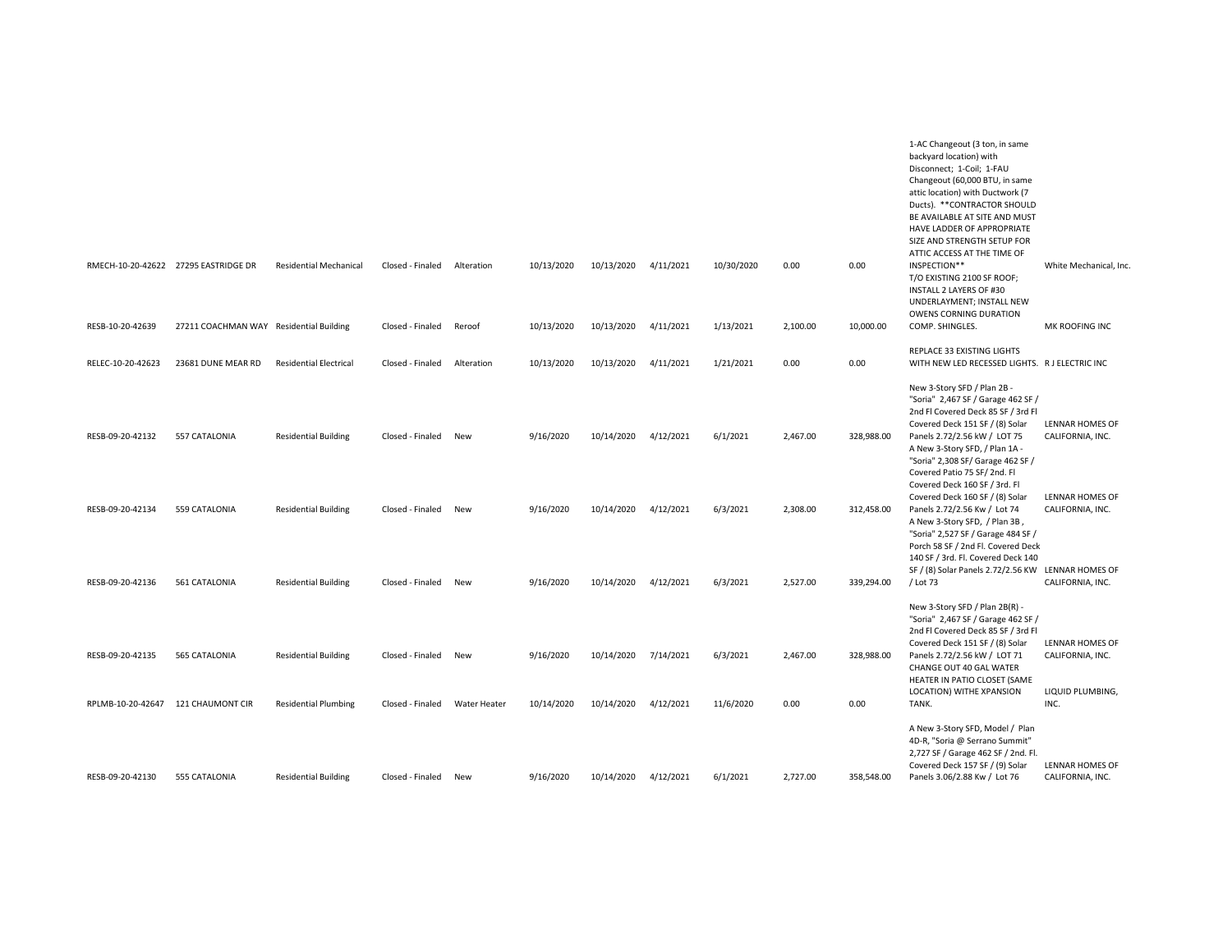| | | | | | | | | | | | | |
|---|---|---|---|---|---|---|---|---|---|---|---|---|
| RMECH-10-20-42622 | 27295 EASTRIDGE DR | Residential Mechanical | Closed - Finaled | Alteration | 10/13/2020 | 10/13/2020 | 4/11/2021 | 10/30/2020 | 0.00 | 0.00 | 1-AC Changeout (3 ton, in same backyard location) with Disconnect; 1-Coil; 1-FAU Changeout (60,000 BTU, in same attic location) with Ductwork (7 Ducts). **CONTRACTOR SHOULD BE AVAILABLE AT SITE AND MUST HAVE LADDER OF APPROPRIATE SIZE AND STRENGTH SETUP FOR ATTIC ACCESS AT THE TIME OF INSPECTION** | White Mechanical, Inc. |
| RESB-10-20-42639 | 27211 COACHMAN WAY | Residential Building | Closed - Finaled | Reroof | 10/13/2020 | 10/13/2020 | 4/11/2021 | 1/13/2021 | 2,100.00 | 10,000.00 | T/O EXISTING 2100 SF ROOF; INSTALL 2 LAYERS OF #30 UNDERLAYMENT; INSTALL NEW OWENS CORNING DURATION COMP. SHINGLES. | MK ROOFING INC |
| RELEC-10-20-42623 | 23681 DUNE MEAR RD | Residential Electrical | Closed - Finaled | Alteration | 10/13/2020 | 10/13/2020 | 4/11/2021 | 1/21/2021 | 0.00 | 0.00 | REPLACE 33 EXISTING LIGHTS WITH NEW LED RECESSED LIGHTS. | R J ELECTRIC INC |
| RESB-09-20-42132 | 557 CATALONIA | Residential Building | Closed - Finaled | New | 9/16/2020 | 10/14/2020 | 4/12/2021 | 6/1/2021 | 2,467.00 | 328,988.00 | New 3-Story SFD / Plan 2B - "Soria" 2,467 SF / Garage 462 SF / 2nd Fl Covered Deck 85 SF / 3rd Fl Covered Deck 151 SF / (8) Solar Panels 2.72/2.56 kW / LOT 75 | LENNAR HOMES OF CALIFORNIA, INC. |
| RESB-09-20-42134 | 559 CATALONIA | Residential Building | Closed - Finaled | New | 9/16/2020 | 10/14/2020 | 4/12/2021 | 6/3/2021 | 2,308.00 | 312,458.00 | A New 3-Story SFD, / Plan 1A - "Soria" 2,308 SF/ Garage 462 SF / Covered Patio 75 SF/ 2nd. Fl Covered Deck 160 SF / 3rd. Fl Covered Deck 160 SF / (8) Solar Panels 2.72/2.56 Kw / Lot 74 | LENNAR HOMES OF CALIFORNIA, INC. |
| RESB-09-20-42136 | 561 CATALONIA | Residential Building | Closed - Finaled | New | 9/16/2020 | 10/14/2020 | 4/12/2021 | 6/3/2021 | 2,527.00 | 339,294.00 | A New 3-Story SFD, / Plan 3B , "Soria" 2,527 SF / Garage 484 SF / Porch 58 SF / 2nd Fl. Covered Deck 140 SF / 3rd. Fl. Covered Deck 140 SF / (8) Solar Panels 2.72/2.56 KW / Lot 73 | LENNAR HOMES OF CALIFORNIA, INC. |
| RESB-09-20-42135 | 565 CATALONIA | Residential Building | Closed - Finaled | New | 9/16/2020 | 10/14/2020 | 7/14/2021 | 6/3/2021 | 2,467.00 | 328,988.00 | New 3-Story SFD / Plan 2B(R) - "Soria" 2,467 SF / Garage 462 SF / 2nd Fl Covered Deck 85 SF / 3rd Fl Covered Deck 151 SF / (8) Solar Panels 2.72/2.56 kW / LOT 71 | LENNAR HOMES OF CALIFORNIA, INC. |
| RPLMB-10-20-42647 | 121 CHAUMONT CIR | Residential Plumbing | Closed - Finaled | Water Heater | 10/14/2020 | 10/14/2020 | 4/12/2021 | 11/6/2020 | 0.00 | 0.00 | CHANGE OUT 40 GAL WATER HEATER IN PATIO CLOSET (SAME LOCATION) WITHE XPANSION TANK. | LIQUID PLUMBING, INC. |
| RESB-09-20-42130 | 555 CATALONIA | Residential Building | Closed - Finaled | New | 9/16/2020 | 10/14/2020 | 4/12/2021 | 6/1/2021 | 2,727.00 | 358,548.00 | A New 3-Story SFD, Model / Plan 4D-R, "Soria @ Serrano Summit" 2,727 SF / Garage 462 SF / 2nd. Fl. Covered Deck 157 SF / (9) Solar Panels 3.06/2.88 Kw / Lot 76 | LENNAR HOMES OF CALIFORNIA, INC. |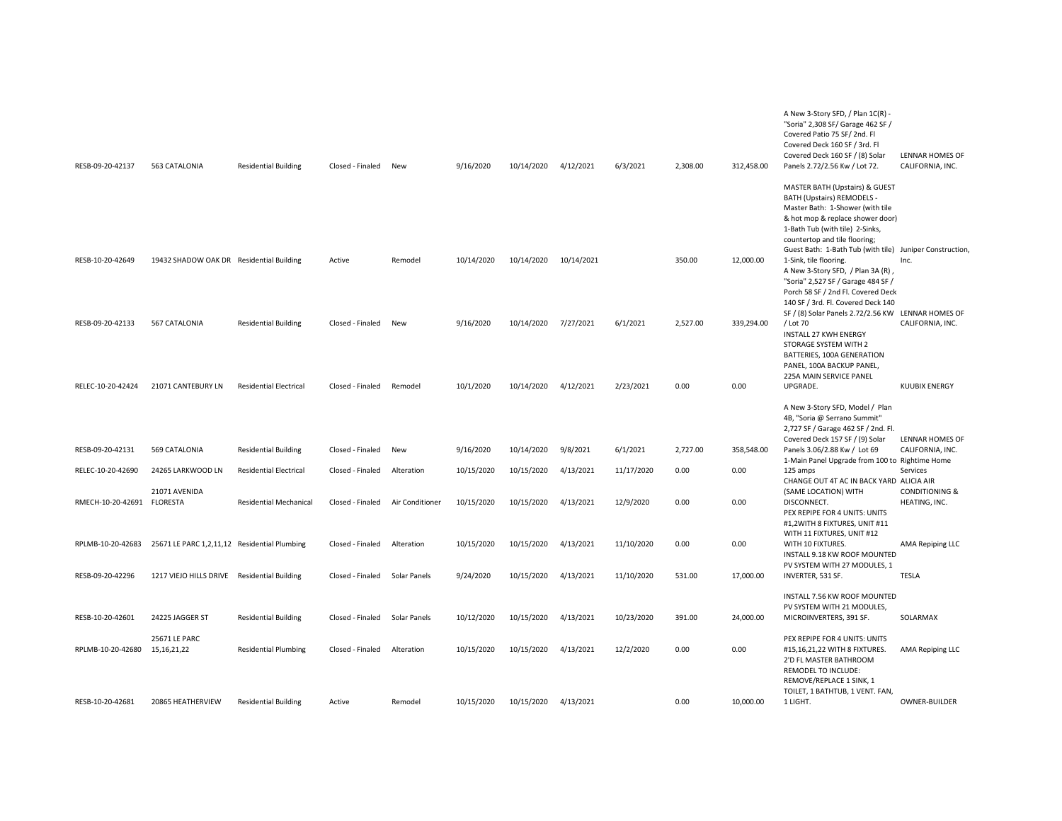| | | | | | | | | | | | | |
|---|---|---|---|---|---|---|---|---|---|---|---|---|
| RESB-09-20-42137 | 563 CATALONIA | Residential Building | Closed - Finaled | New | 9/16/2020 | 10/14/2020 | 4/12/2021 | 6/3/2021 | 2,308.00 | 312,458.00 | A New 3-Story SFD, / Plan 1C(R) - "Soria" 2,308 SF/ Garage 462 SF / Covered Patio 75 SF/ 2nd. Fl Covered Deck 160 SF / 3rd. Fl Covered Deck 160 SF / (8) Solar Panels 2.72/2.56 Kw / Lot 72. | LENNAR HOMES OF CALIFORNIA, INC. |
| RESB-10-20-42649 | 19432 SHADOW OAK DR | Residential Building | Active | Remodel | 10/14/2020 | 10/14/2020 | 10/14/2021 | | 350.00 | 12,000.00 | MASTER BATH (Upstairs) & GUEST BATH (Upstairs) REMODELS - Master Bath: 1-Shower (with tile & hot mop & replace shower door) 1-Bath Tub (with tile) 2-Sinks, countertop and tile flooring; Guest Bath: 1-Bath Tub (with tile) 1-Sink, tile flooring. | Juniper Construction, Inc. |
| RESB-09-20-42133 | 567 CATALONIA | Residential Building | Closed - Finaled | New | 9/16/2020 | 10/14/2020 | 7/27/2021 | 6/1/2021 | 2,527.00 | 339,294.00 | A New 3-Story SFD, / Plan 3A (R) , "Soria" 2,527 SF / Garage 484 SF / Porch 58 SF / 2nd Fl. Covered Deck 140 SF / 3rd. Fl. Covered Deck 140 SF / (8) Solar Panels 2.72/2.56 KW / Lot 70 | LENNAR HOMES OF CALIFORNIA, INC. |
| RELEC-10-20-42424 | 21071 CANTEBURY LN | Residential Electrical | Closed - Finaled | Remodel | 10/1/2020 | 10/14/2020 | 4/12/2021 | 2/23/2021 | 0.00 | 0.00 | INSTALL 27 KWH ENERGY STORAGE SYSTEM WITH 2 BATTERIES, 100A GENERATION PANEL, 100A BACKUP PANEL, 225A MAIN SERVICE PANEL UPGRADE. | KUUBIX ENERGY |
| RESB-09-20-42131 | 569 CATALONIA | Residential Building | Closed - Finaled | New | 9/16/2020 | 10/14/2020 | 9/8/2021 | 6/1/2021 | 2,727.00 | 358,548.00 | A New 3-Story SFD, Model / Plan 4B, "Soria @ Serrano Summit" 2,727 SF / Garage 462 SF / 2nd. Fl. Covered Deck 157 SF / (9) Solar Panels 3.06/2.88 Kw / Lot 69 | LENNAR HOMES OF CALIFORNIA, INC. |
| RELEC-10-20-42690 | 24265 LARKWOOD LN | Residential Electrical | Closed - Finaled | Alteration | 10/15/2020 | 10/15/2020 | 4/13/2021 | 11/17/2020 | 0.00 | 0.00 | 1-Main Panel Upgrade from 100 to 125 amps | Rightime Home Services |
| RMECH-10-20-42691 | 21071 AVENIDA FLORESTA | Residential Mechanical | Closed - Finaled | Air Conditioner | 10/15/2020 | 10/15/2020 | 4/13/2021 | 12/9/2020 | 0.00 | 0.00 | CHANGE OUT 4T AC IN BACK YARD (SAME LOCATION) WITH DISCONNECT. | ALICIA AIR CONDITIONING & HEATING, INC. |
| RPLMB-10-20-42683 | 25671 LE PARC 1,2,11,12 | Residential Plumbing | Closed - Finaled | Alteration | 10/15/2020 | 10/15/2020 | 4/13/2021 | 11/10/2020 | 0.00 | 0.00 | PEX REPIPE FOR 4 UNITS: UNITS #1,2WITH 8 FIXTURES, UNIT #11 WITH 11 FIXTURES, UNIT #12 WITH 10 FIXTURES. | AMA Repiping LLC |
| RESB-09-20-42296 | 1217 VIEJO HILLS DRIVE | Residential Building | Closed - Finaled | Solar Panels | 9/24/2020 | 10/15/2020 | 4/13/2021 | 11/10/2020 | 531.00 | 17,000.00 | INSTALL 9.18 KW ROOF MOUNTED PV SYSTEM WITH 27 MODULES, 1 INVERTER, 531 SF. | TESLA |
| RESB-10-20-42601 | 24225 JAGGER ST | Residential Building | Closed - Finaled | Solar Panels | 10/12/2020 | 10/15/2020 | 4/13/2021 | 10/23/2020 | 391.00 | 24,000.00 | INSTALL 7.56 KW ROOF MOUNTED PV SYSTEM WITH 21 MODULES, MICROINVERTERS, 391 SF. | SOLARMAX |
| RPLMB-10-20-42680 | 25671 LE PARC 15,16,21,22 | Residential Plumbing | Closed - Finaled | Alteration | 10/15/2020 | 10/15/2020 | 4/13/2021 | 12/2/2020 | 0.00 | 0.00 | PEX REPIPE FOR 4 UNITS: UNITS #15,16,21,22 WITH 8 FIXTURES. | AMA Repiping LLC |
| RESB-10-20-42681 | 20865 HEATHERVIEW | Residential Building | Active | Remodel | 10/15/2020 | 10/15/2020 | 4/13/2021 | | 0.00 | 10,000.00 | 2'D FL MASTER BATHROOM REMODEL TO INCLUDE: REMOVE/REPLACE 1 SINK, 1 TOILET, 1 BATHTUB, 1 VENT. FAN, 1 LIGHT. | OWNER-BUILDER |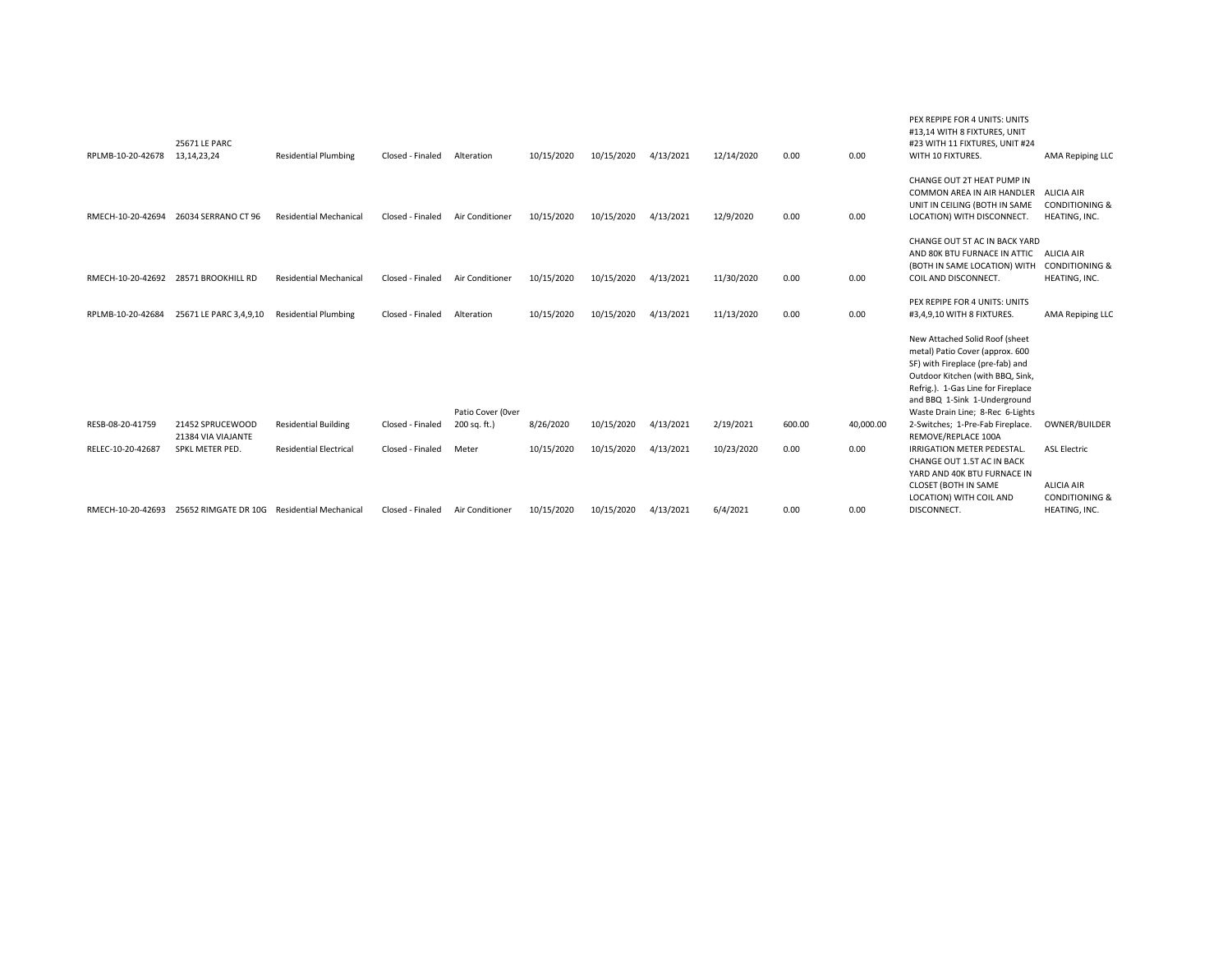| | | | | | | | | | | | | |
|---|---|---|---|---|---|---|---|---|---|---|---|---|
| RPLMB-10-20-42678 | 25671 LE PARC 13,14,23,24 | Residential Plumbing | Closed - Finaled | Alteration | 10/15/2020 | 10/15/2020 | 4/13/2021 | 12/14/2020 | 0.00 | 0.00 | PEX REPIPE FOR 4 UNITS: UNITS #13,14 WITH 8 FIXTURES, UNIT #23 WITH 11 FIXTURES, UNIT #24 WITH 10 FIXTURES. | AMA Repiping LLC |
| RMECH-10-20-42694 | 26034 SERRANO CT 96 | Residential Mechanical | Closed - Finaled | Air Conditioner | 10/15/2020 | 10/15/2020 | 4/13/2021 | 12/9/2020 | 0.00 | 0.00 | CHANGE OUT 2T HEAT PUMP IN COMMON AREA IN AIR HANDLER UNIT IN CEILING (BOTH IN SAME LOCATION) WITH DISCONNECT. | ALICIA AIR CONDITIONING & HEATING, INC. |
| RMECH-10-20-42692 | 28571 BROOKHILL RD | Residential Mechanical | Closed - Finaled | Air Conditioner | 10/15/2020 | 10/15/2020 | 4/13/2021 | 11/30/2020 | 0.00 | 0.00 | CHANGE OUT 5T AC IN BACK YARD AND 80K BTU FURNACE IN ATTIC (BOTH IN SAME LOCATION) WITH COIL AND DISCONNECT. | ALICIA AIR CONDITIONING & HEATING, INC. |
| RPLMB-10-20-42684 | 25671 LE PARC 3,4,9,10 | Residential Plumbing | Closed - Finaled | Alteration | 10/15/2020 | 10/15/2020 | 4/13/2021 | 11/13/2020 | 0.00 | 0.00 | PEX REPIPE FOR 4 UNITS: UNITS #3,4,9,10 WITH 8 FIXTURES. | AMA Repiping LLC |
| RESB-08-20-41759 | 21452 SPRUCEWOOD | Residential Building | Closed - Finaled | Patio Cover (0ver 200 sq. ft.) | 8/26/2020 | 10/15/2020 | 4/13/2021 | 2/19/2021 | 600.00 | 40,000.00 | New Attached Solid Roof (sheet metal) Patio Cover (approx. 600 SF) with Fireplace (pre-fab) and Outdoor Kitchen (with BBQ, Sink, Refrig.). 1-Gas Line for Fireplace and BBQ 1-Sink 1-Underground Waste Drain Line; 8-Rec 6-Lights 2-Switches; 1-Pre-Fab Fireplace. | OWNER/BUILDER |
| RELEC-10-20-42687 | 21384 VIA VIAJANTE SPKL METER PED. | Residential Electrical | Closed - Finaled | Meter | 10/15/2020 | 10/15/2020 | 4/13/2021 | 10/23/2020 | 0.00 | 0.00 | REMOVE/REPLACE 100A IRRIGATION METER PEDESTAL. | ASL Electric |
| RMECH-10-20-42693 | 25652 RIMGATE DR 10G | Residential Mechanical | Closed - Finaled | Air Conditioner | 10/15/2020 | 10/15/2020 | 4/13/2021 | 6/4/2021 | 0.00 | 0.00 | CHANGE OUT 1.5T AC IN BACK YARD AND 40K BTU FURNACE IN CLOSET (BOTH IN SAME LOCATION) WITH COIL AND DISCONNECT. | ALICIA AIR CONDITIONING & HEATING, INC. |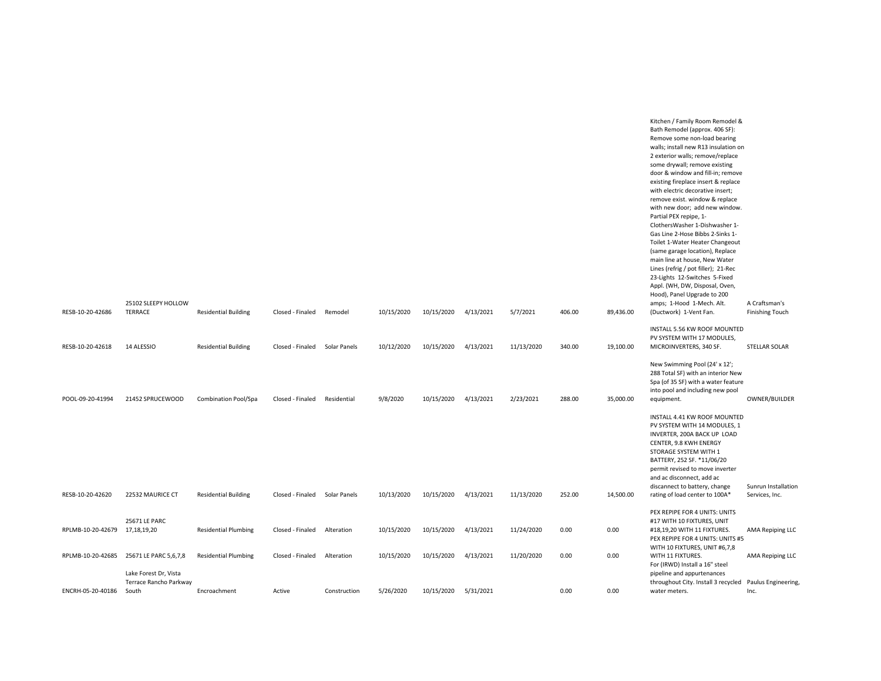| | | | | | | | | | | | | |
|---|---|---|---|---|---|---|---|---|---|---|---|---|
| RESB-10-20-42686 | 25102 SLEEPY HOLLOW TERRACE | Residential Building | Closed - Finaled | Remodel | 10/15/2020 | 10/15/2020 | 4/13/2021 | 5/7/2021 | 406.00 | 89,436.00 | Kitchen / Family Room Remodel & Bath Remodel (approx. 406 SF): Remove some non-load bearing walls; install new R13 insulation on 2 exterior walls; remove/replace some drywall; remove existing door & window and fill-in; remove existing fireplace insert & replace with electric decorative insert; remove exist. window & replace with new door; add new window. Partial PEX repipe, 1-ClothersWasher 1-Dishwasher 1-Gas Line 2-Hose Bibbs 2-Sinks 1-Toilet 1-Water Heater Changeout (same garage location), Replace main line at house, New Water Lines (refrig / pot filler); 21-Rec 23-Lights 12-Switches 5-Fixed Appl. (WH, DW, Disposal, Oven, Hood), Panel Upgrade to 200 amps; 1-Hood 1-Mech. Alt. (Ductwork) 1-Vent Fan. | A Craftsman's Finishing Touch |
| RESB-10-20-42618 | 14 ALESSIO | Residential Building | Closed - Finaled | Solar Panels | 10/12/2020 | 10/15/2020 | 4/13/2021 | 11/13/2020 | 340.00 | 19,100.00 | INSTALL 5.56 KW ROOF MOUNTED PV SYSTEM WITH 17 MODULES, MICROINVERTERS, 340 SF. | STELLAR SOLAR |
| POOL-09-20-41994 | 21452 SPRUCEWOOD | Combination Pool/Spa | Closed - Finaled | Residential | 9/8/2020 | 10/15/2020 | 4/13/2021 | 2/23/2021 | 288.00 | 35,000.00 | New Swimming Pool (24' x 12'; 288 Total SF) with an interior New Spa (of 35 SF) with a water feature into pool and including new pool equipment. | OWNER/BUILDER |
| RESB-10-20-42620 | 22532 MAURICE CT | Residential Building | Closed - Finaled | Solar Panels | 10/13/2020 | 10/15/2020 | 4/13/2021 | 11/13/2020 | 252.00 | 14,500.00 | INSTALL 4.41 KW ROOF MOUNTED PV SYSTEM WITH 14 MODULES, 1 INVERTER, 200A BACK UP LOAD CENTER, 9.8 KWH ENERGY STORAGE SYSTEM WITH 1 BATTERY, 252 SF. *11/06/20 permit revised to move inverter and ac disconnect, add ac disconnect to battery, change rating of load center to 100A* | Sunrun Installation Services, Inc. |
| RPLMB-10-20-42679 | 25671 LE PARC 17,18,19,20 | Residential Plumbing | Closed - Finaled | Alteration | 10/15/2020 | 10/15/2020 | 4/13/2021 | 11/24/2020 | 0.00 | 0.00 | PEX REPIPE FOR 4 UNITS: UNITS #17 WITH 10 FIXTURES, UNIT #18,19,20 WITH 11 FIXTURES. | AMA Repiping LLC |
| RPLMB-10-20-42685 | 25671 LE PARC 5,6,7,8 | Residential Plumbing | Closed - Finaled | Alteration | 10/15/2020 | 10/15/2020 | 4/13/2021 | 11/20/2020 | 0.00 | 0.00 | PEX REPIPE FOR 4 UNITS: UNITS #5 WITH 10 FIXTURES, UNIT #6,7,8 WITH 11 FIXTURES. | AMA Repiping LLC |
| ENCRH-05-20-40186 | Lake Forest Dr, Vista Terrace Rancho Parkway South | Encroachment | Active | Construction | 5/26/2020 | 10/15/2020 | 5/31/2021 | | 0.00 | 0.00 | For (IRWD) Install a 16" steel pipeline and appurtenances throughout City. Install 3 recycled water meters. | Paulus Engineering, Inc. |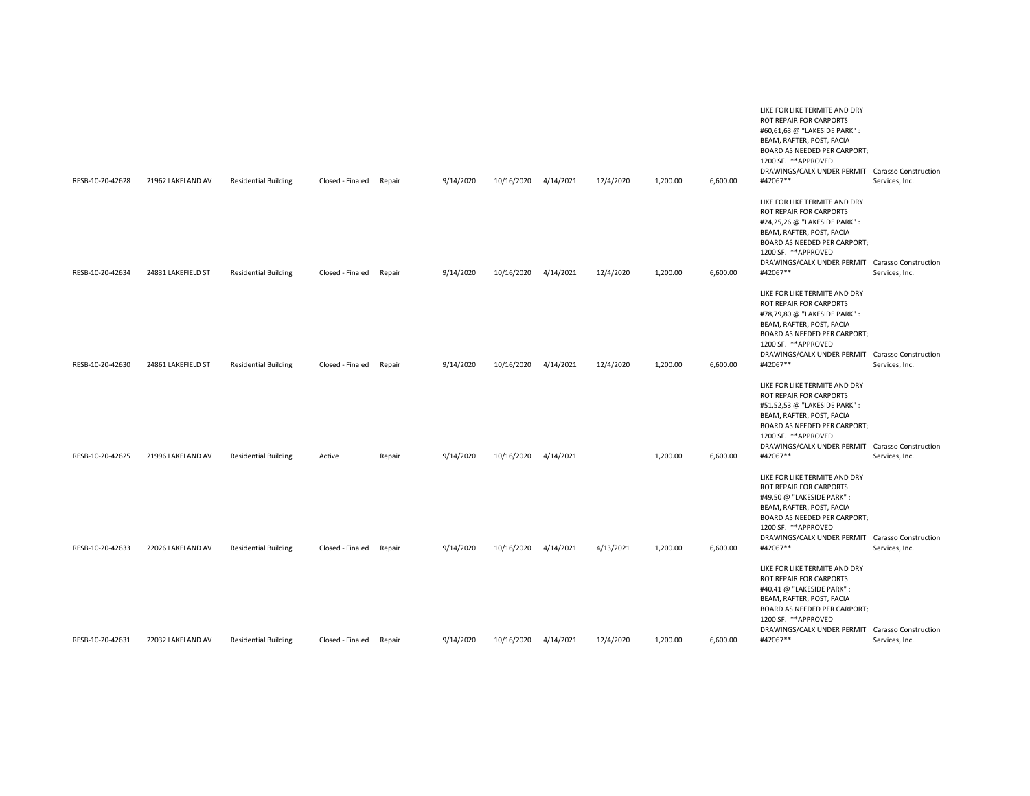| | | | | | | | | | | | | |
|---|---|---|---|---|---|---|---|---|---|---|---|---|
| RESB-10-20-42628 | 21962 LAKELAND AV | Residential Building | Closed - Finaled | Repair | 9/14/2020 | 10/16/2020 | 4/14/2021 | 12/4/2020 | 1,200.00 | 6,600.00 | LIKE FOR LIKE TERMITE AND DRY ROT REPAIR FOR CARPORTS #60,61,63 @ "LAKESIDE PARK" : BEAM, RAFTER, POST, FACIA BOARD AS NEEDED PER CARPORT; 1200 SF. **APPROVED DRAWINGS/CALX UNDER PERMIT #42067** | Carasso Construction Services, Inc. |
| RESB-10-20-42634 | 24831 LAKEFIELD ST | Residential Building | Closed - Finaled | Repair | 9/14/2020 | 10/16/2020 | 4/14/2021 | 12/4/2020 | 1,200.00 | 6,600.00 | LIKE FOR LIKE TERMITE AND DRY ROT REPAIR FOR CARPORTS #24,25,26 @ "LAKESIDE PARK" : BEAM, RAFTER, POST, FACIA BOARD AS NEEDED PER CARPORT; 1200 SF. **APPROVED DRAWINGS/CALX UNDER PERMIT #42067** | Carasso Construction Services, Inc. |
| RESB-10-20-42630 | 24861 LAKEFIELD ST | Residential Building | Closed - Finaled | Repair | 9/14/2020 | 10/16/2020 | 4/14/2021 | 12/4/2020 | 1,200.00 | 6,600.00 | LIKE FOR LIKE TERMITE AND DRY ROT REPAIR FOR CARPORTS #78,79,80 @ "LAKESIDE PARK" : BEAM, RAFTER, POST, FACIA BOARD AS NEEDED PER CARPORT; 1200 SF. **APPROVED DRAWINGS/CALX UNDER PERMIT #42067** | Carasso Construction Services, Inc. |
| RESB-10-20-42625 | 21996 LAKELAND AV | Residential Building | Active | Repair | 9/14/2020 | 10/16/2020 | 4/14/2021 | | 1,200.00 | 6,600.00 | LIKE FOR LIKE TERMITE AND DRY ROT REPAIR FOR CARPORTS #51,52,53 @ "LAKESIDE PARK" : BEAM, RAFTER, POST, FACIA BOARD AS NEEDED PER CARPORT; 1200 SF. **APPROVED DRAWINGS/CALX UNDER PERMIT #42067** | Carasso Construction Services, Inc. |
| RESB-10-20-42633 | 22026 LAKELAND AV | Residential Building | Closed - Finaled | Repair | 9/14/2020 | 10/16/2020 | 4/14/2021 | 4/13/2021 | 1,200.00 | 6,600.00 | LIKE FOR LIKE TERMITE AND DRY ROT REPAIR FOR CARPORTS #49,50 @ "LAKESIDE PARK" : BEAM, RAFTER, POST, FACIA BOARD AS NEEDED PER CARPORT; 1200 SF. **APPROVED DRAWINGS/CALX UNDER PERMIT #42067** | Carasso Construction Services, Inc. |
| RESB-10-20-42631 | 22032 LAKELAND AV | Residential Building | Closed - Finaled | Repair | 9/14/2020 | 10/16/2020 | 4/14/2021 | 12/4/2020 | 1,200.00 | 6,600.00 | LIKE FOR LIKE TERMITE AND DRY ROT REPAIR FOR CARPORTS #40,41 @ "LAKESIDE PARK" : BEAM, RAFTER, POST, FACIA BOARD AS NEEDED PER CARPORT; 1200 SF. **APPROVED DRAWINGS/CALX UNDER PERMIT #42067** | Carasso Construction Services, Inc. |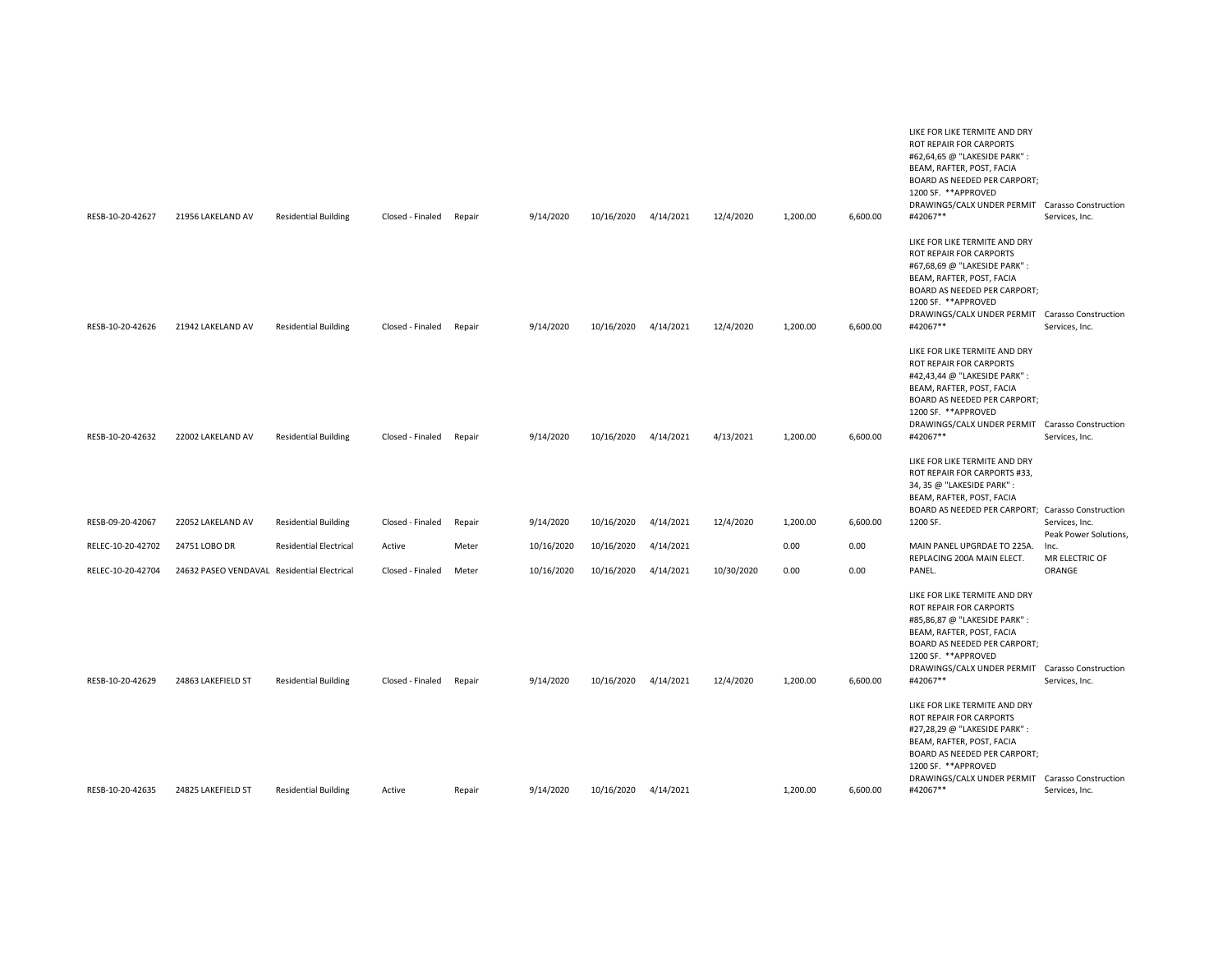| | | | | | | | | | | | | |
|---|---|---|---|---|---|---|---|---|---|---|---|---|
| RESB-10-20-42627 | 21956 LAKELAND AV | Residential Building | Closed - Finaled | Repair | 9/14/2020 | 10/16/2020 | 4/14/2021 | 12/4/2020 | 1,200.00 | 6,600.00 | LIKE FOR LIKE TERMITE AND DRY ROT REPAIR FOR CARPORTS #62,64,65 @ "LAKESIDE PARK" : BEAM, RAFTER, POST, FACIA BOARD AS NEEDED PER CARPORT; 1200 SF. **APPROVED DRAWINGS/CALX UNDER PERMIT #42067** | Carasso Construction Services, Inc. |
| RESB-10-20-42626 | 21942 LAKELAND AV | Residential Building | Closed - Finaled | Repair | 9/14/2020 | 10/16/2020 | 4/14/2021 | 12/4/2020 | 1,200.00 | 6,600.00 | LIKE FOR LIKE TERMITE AND DRY ROT REPAIR FOR CARPORTS #67,68,69 @ "LAKESIDE PARK" : BEAM, RAFTER, POST, FACIA BOARD AS NEEDED PER CARPORT; 1200 SF. **APPROVED DRAWINGS/CALX UNDER PERMIT #42067** | Carasso Construction Services, Inc. |
| RESB-10-20-42632 | 22002 LAKELAND AV | Residential Building | Closed - Finaled | Repair | 9/14/2020 | 10/16/2020 | 4/14/2021 | 4/13/2021 | 1,200.00 | 6,600.00 | LIKE FOR LIKE TERMITE AND DRY ROT REPAIR FOR CARPORTS #42,43,44 @ "LAKESIDE PARK" : BEAM, RAFTER, POST, FACIA BOARD AS NEEDED PER CARPORT; 1200 SF. **APPROVED DRAWINGS/CALX UNDER PERMIT #42067** | Carasso Construction Services, Inc. |
| RESB-09-20-42067 | 22052 LAKELAND AV | Residential Building | Closed - Finaled | Repair | 9/14/2020 | 10/16/2020 | 4/14/2021 | 12/4/2020 | 1,200.00 | 6,600.00 | LIKE FOR LIKE TERMITE AND DRY ROT REPAIR FOR CARPORTS #33, 34, 35 @ "LAKESIDE PARK" : BEAM, RAFTER, POST, FACIA BOARD AS NEEDED PER CARPORT; 1200 SF. | Carasso Construction Services, Inc. |
| RELEC-10-20-42702 | 24751 LOBO DR | Residential Electrical | Active | Meter | 10/16/2020 | 10/16/2020 | 4/14/2021 | | 0.00 | 0.00 | MAIN PANEL UPGRDAE TO 225A. | Peak Power Solutions, Inc. |
| RELEC-10-20-42704 | 24632 PASEO VENDAVAL | Residential Electrical | Closed - Finaled | Meter | 10/16/2020 | 10/16/2020 | 4/14/2021 | 10/30/2020 | 0.00 | 0.00 | REPLACING 200A MAIN ELECT. PANEL. | MR ELECTRIC OF ORANGE |
| RESB-10-20-42629 | 24863 LAKEFIELD ST | Residential Building | Closed - Finaled | Repair | 9/14/2020 | 10/16/2020 | 4/14/2021 | 12/4/2020 | 1,200.00 | 6,600.00 | LIKE FOR LIKE TERMITE AND DRY ROT REPAIR FOR CARPORTS #85,86,87 @ "LAKESIDE PARK" : BEAM, RAFTER, POST, FACIA BOARD AS NEEDED PER CARPORT; 1200 SF. **APPROVED DRAWINGS/CALX UNDER PERMIT #42067** | Carasso Construction Services, Inc. |
| RESB-10-20-42635 | 24825 LAKEFIELD ST | Residential Building | Active | Repair | 9/14/2020 | 10/16/2020 | 4/14/2021 | | 1,200.00 | 6,600.00 | LIKE FOR LIKE TERMITE AND DRY ROT REPAIR FOR CARPORTS #27,28,29 @ "LAKESIDE PARK" : BEAM, RAFTER, POST, FACIA BOARD AS NEEDED PER CARPORT; 1200 SF. **APPROVED DRAWINGS/CALX UNDER PERMIT #42067** | Carasso Construction Services, Inc. |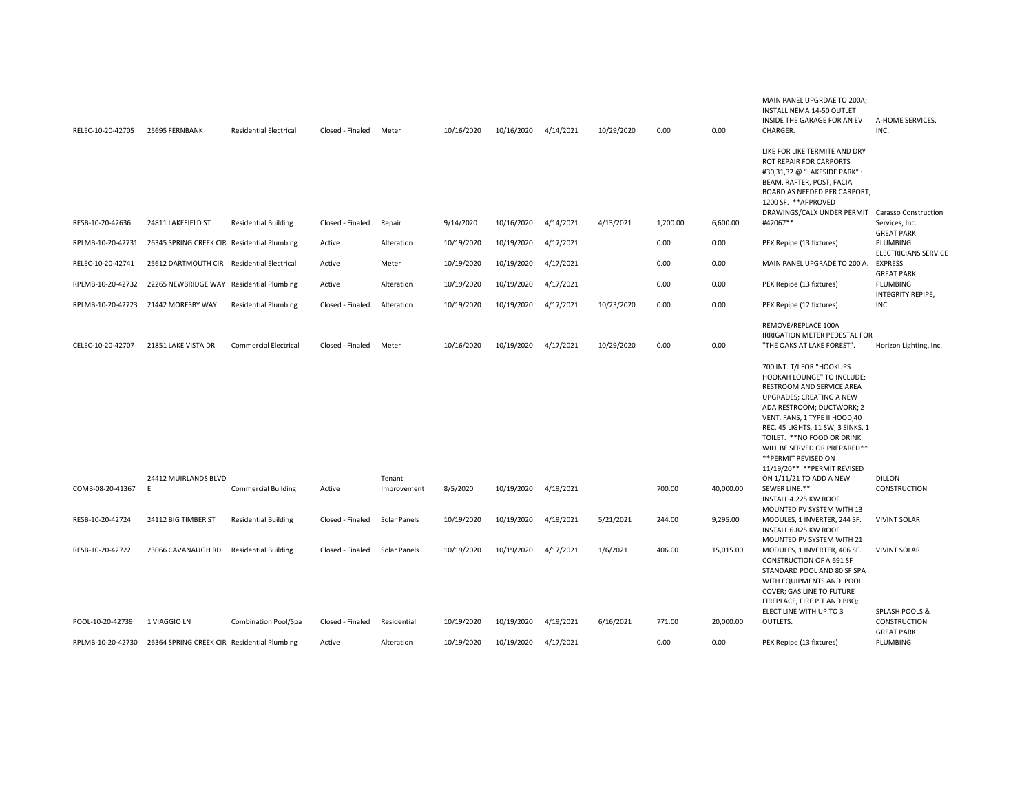| | | | | | | | | | | | | |
|---|---|---|---|---|---|---|---|---|---|---|---|---|
| RELEC-10-20-42705 | 25695 FERNBANK | Residential Electrical | Closed - Finaled | Meter | 10/16/2020 | 10/16/2020 | 4/14/2021 | 10/29/2020 | 0.00 | 0.00 | MAIN PANEL UPGRDAE TO 200A; INSTALL NEMA 14-50 OUTLET INSIDE THE GARAGE FOR AN EV CHARGER. | A-HOME SERVICES, INC. |
| RESB-10-20-42636 | 24811 LAKEFIELD ST | Residential Building | Closed - Finaled | Repair | 9/14/2020 | 10/16/2020 | 4/14/2021 | 4/13/2021 | 1,200.00 | 6,600.00 | LIKE FOR LIKE TERMITE AND DRY ROT REPAIR FOR CARPORTS #30,31,32 @ "LAKESIDE PARK" : BEAM, RAFTER, POST, FACIA BOARD AS NEEDED PER CARPORT; 1200 SF. **APPROVED DRAWINGS/CALX UNDER PERMIT #42067** | Carasso Construction Services, Inc. |
| RPLMB-10-20-42731 | 26345 SPRING CREEK CIR | Residential Plumbing | Active | Alteration | 10/19/2020 | 10/19/2020 | 4/17/2021 | | 0.00 | 0.00 | PEX Repipe (13 fixtures) | GREAT PARK PLUMBING |
| RELEC-10-20-42741 | 25612 DARTMOUTH CIR | Residential Electrical | Active | Meter | 10/19/2020 | 10/19/2020 | 4/17/2021 | | 0.00 | 0.00 | MAIN PANEL UPGRADE TO 200 A. | ELECTRICIANS SERVICE EXPRESS |
| RPLMB-10-20-42732 | 22265 NEWBRIDGE WAY | Residential Plumbing | Active | Alteration | 10/19/2020 | 10/19/2020 | 4/17/2021 | | 0.00 | 0.00 | PEX Repipe (13 fixtures) | GREAT PARK PLUMBING |
| RPLMB-10-20-42723 | 21442 MORESBY WAY | Residential Plumbing | Closed - Finaled | Alteration | 10/19/2020 | 10/19/2020 | 4/17/2021 | 10/23/2020 | 0.00 | 0.00 | PEX Repipe (12 fixtures) | INTEGRITY REPIPE, INC. |
| CELEC-10-20-42707 | 21851 LAKE VISTA DR | Commercial Electrical | Closed - Finaled | Meter | 10/16/2020 | 10/19/2020 | 4/17/2021 | 10/29/2020 | 0.00 | 0.00 | REMOVE/REPLACE 100A IRRIGATION METER PEDESTAL FOR "THE OAKS AT LAKE FOREST". | Horizon Lighting, Inc. |
| COMB-08-20-41367 | 24412 MUIRLANDS BLVD E | Commercial Building | Active | Tenant Improvement | 8/5/2020 | 10/19/2020 | 4/19/2021 | | 700.00 | 40,000.00 | 700 INT. T/I FOR "HOOKUPS HOOKAH LOUNGE" TO INCLUDE: RESTROOM AND SERVICE AREA UPGRADES; CREATING A NEW ADA RESTROOM; DUCTWORK; 2 VENT. FANS, 1 TYPE II HOOD,40 REC, 45 LIGHTS, 11 SW, 3 SINKS, 1 TOILET. **NO FOOD OR DRINK WILL BE SERVED OR PREPARED** **PERMIT REVISED ON 11/19/20** **PERMIT REVISED ON 1/11/21 TO ADD A NEW SEWER LINE.** | DILLON CONSTRUCTION |
| RESB-10-20-42724 | 24112 BIG TIMBER ST | Residential Building | Closed - Finaled | Solar Panels | 10/19/2020 | 10/19/2020 | 4/19/2021 | 5/21/2021 | 244.00 | 9,295.00 | INSTALL 4.225 KW ROOF MOUNTED PV SYSTEM WITH 13 MODULES, 1 INVERTER, 244 SF. | VIVINT SOLAR |
| RESB-10-20-42722 | 23066 CAVANAUGH RD | Residential Building | Closed - Finaled | Solar Panels | 10/19/2020 | 10/19/2020 | 4/17/2021 | 1/6/2021 | 406.00 | 15,015.00 | INSTALL 6.825 KW ROOF MOUNTED PV SYSTEM WITH 21 MODULES, 1 INVERTER, 406 SF. | VIVINT SOLAR |
| POOL-10-20-42739 | 1 VIAGGIO LN | Combination Pool/Spa | Closed - Finaled | Residential | 10/19/2020 | 10/19/2020 | 4/19/2021 | 6/16/2021 | 771.00 | 20,000.00 | CONSTRUCTION OF A 691 SF STANDARD POOL AND 80 SF SPA WITH EQUIPMENTS AND POOL COVER; GAS LINE TO FUTURE FIREPLACE, FIRE PIT AND BBQ; ELECT LINE WITH UP TO 3 OUTLETS. | SPLASH POOLS & CONSTRUCTION |
| RPLMB-10-20-42730 | 26364 SPRING CREEK CIR | Residential Plumbing | Active | Alteration | 10/19/2020 | 10/19/2020 | 4/17/2021 | | 0.00 | 0.00 | PEX Repipe (13 fixtures) | GREAT PARK PLUMBING |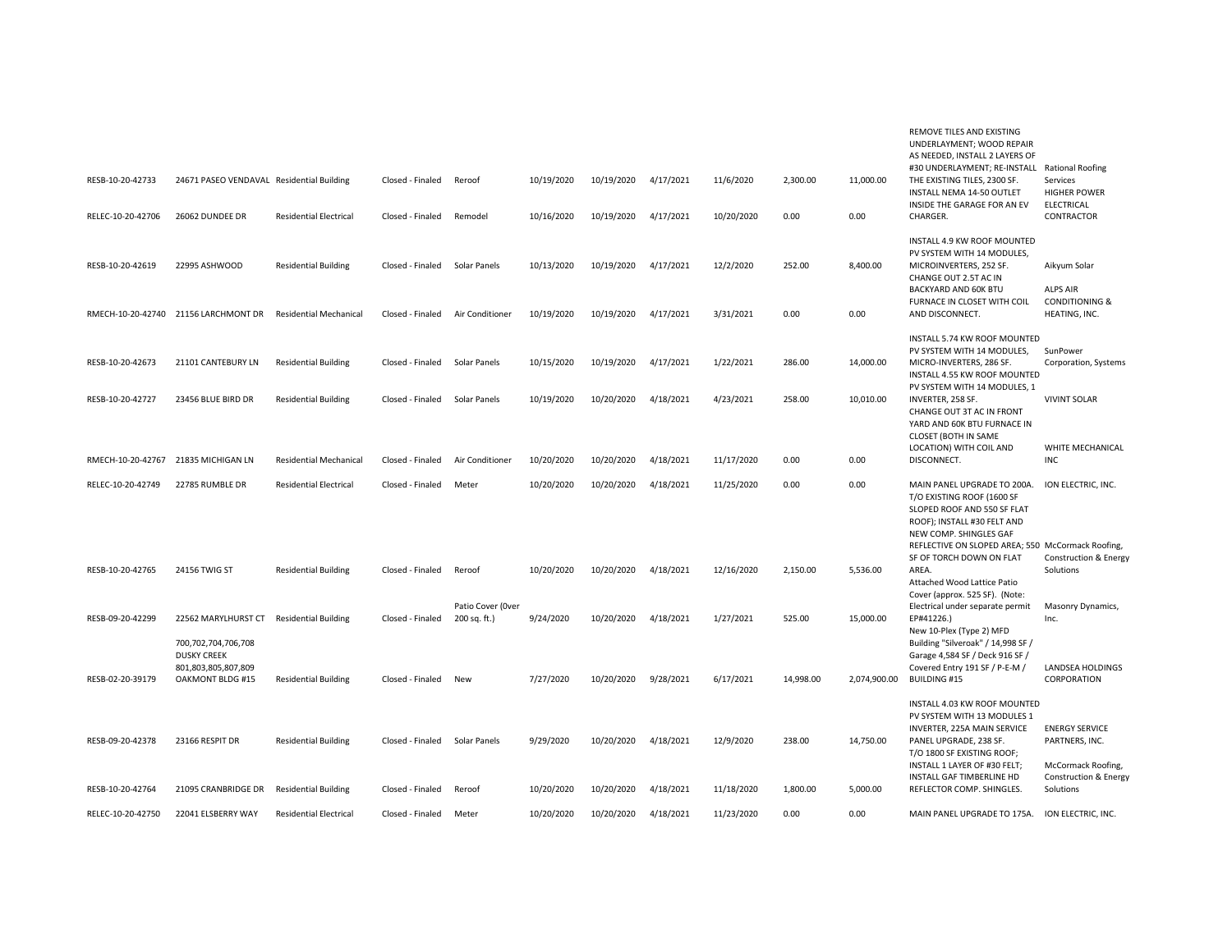| | | | | | | | | | | | | |
|---|---|---|---|---|---|---|---|---|---|---|---|---|
| RESB-10-20-42733 | 24671 PASEO VENDAVAL | Residential Building | Closed - Finaled | Reroof | 10/19/2020 | 10/19/2020 | 4/17/2021 | 11/6/2020 | 2,300.00 | 11,000.00 | REMOVE TILES AND EXISTING UNDERLAYMENT; WOOD REPAIR AS NEEDED, INSTALL 2 LAYERS OF #30 UNDERLAYMENT; RE-INSTALL THE EXISTING TILES, 2300 SF. | Rational Roofing Services |
| RELEC-10-20-42706 | 26062 DUNDEE DR | Residential Electrical | Closed - Finaled | Remodel | 10/16/2020 | 10/19/2020 | 4/17/2021 | 10/20/2020 | 0.00 | 0.00 | INSTALL NEMA 14-50 OUTLET INSIDE THE GARAGE FOR AN EV CHARGER. | HIGHER POWER ELECTRICAL CONTRACTOR |
| RESB-10-20-42619 | 22995 ASHWOOD | Residential Building | Closed - Finaled | Solar Panels | 10/13/2020 | 10/19/2020 | 4/17/2021 | 12/2/2020 | 252.00 | 8,400.00 | INSTALL 4.9 KW ROOF MOUNTED PV SYSTEM WITH 14 MODULES, MICROINVERTERS, 252 SF. | Aikyum Solar |
| RMECH-10-20-42740 | 21156 LARCHMONT DR | Residential Mechanical | Closed - Finaled | Air Conditioner | 10/19/2020 | 10/19/2020 | 4/17/2021 | 3/31/2021 | 0.00 | 0.00 | CHANGE OUT 2.5T AC IN BACKYARD AND 60K BTU FURNACE IN CLOSET WITH COIL AND DISCONNECT. | ALPS AIR CONDITIONING & HEATING, INC. |
| RESB-10-20-42673 | 21101 CANTEBURY LN | Residential Building | Closed - Finaled | Solar Panels | 10/15/2020 | 10/19/2020 | 4/17/2021 | 1/22/2021 | 286.00 | 14,000.00 | INSTALL 5.74 KW ROOF MOUNTED PV SYSTEM WITH 14 MODULES, MICRO-INVERTERS, 286 SF. | SunPower Corporation, Systems |
| RESB-10-20-42727 | 23456 BLUE BIRD DR | Residential Building | Closed - Finaled | Solar Panels | 10/19/2020 | 10/20/2020 | 4/18/2021 | 4/23/2021 | 258.00 | 10,010.00 | INSTALL 4.55 KW ROOF MOUNTED PV SYSTEM WITH 14 MODULES, 1 INVERTER, 258 SF. | VIVINT SOLAR |
| RMECH-10-20-42767 | 21835 MICHIGAN LN | Residential Mechanical | Closed - Finaled | Air Conditioner | 10/20/2020 | 10/20/2020 | 4/18/2021 | 11/17/2020 | 0.00 | 0.00 | CHANGE OUT 3T AC IN FRONT YARD AND 60K BTU FURNACE IN CLOSET (BOTH IN SAME LOCATION) WITH COIL AND DISCONNECT. | WHITE MECHANICAL INC |
| RELEC-10-20-42749 | 22785 RUMBLE DR | Residential Electrical | Closed - Finaled | Meter | 10/20/2020 | 10/20/2020 | 4/18/2021 | 11/25/2020 | 0.00 | 0.00 | MAIN PANEL UPGRADE TO 200A. | ION ELECTRIC, INC. |
| RESB-10-20-42765 | 24156 TWIG ST | Residential Building | Closed - Finaled | Reroof | 10/20/2020 | 10/20/2020 | 4/18/2021 | 12/16/2020 | 2,150.00 | 5,536.00 | T/O EXISTING ROOF (1600 SF SLOPED ROOF AND 550 SF FLAT ROOF); INSTALL #30 FELT AND NEW COMP. SHINGLES GAF REFLECTIVE ON SLOPED AREA; 550 SF OF TORCH DOWN ON FLAT AREA. | McCormack Roofing, Construction & Energy Solutions |
| RESB-09-20-42299 | 22562 MARYLHURST CT | Residential Building | Closed - Finaled | Patio Cover (0ver 200 sq. ft.) | 9/24/2020 | 10/20/2020 | 4/18/2021 | 1/27/2021 | 525.00 | 15,000.00 | Attached Wood Lattice Patio Cover (approx. 525 SF). (Note: Electrical under separate permit EP#41226.) | Masonry Dynamics, Inc. |
| RESB-02-20-39179 | 700,702,704,706,708 DUSKY CREEK 801,803,805,807,809 OAKMONT BLDG #15 | Residential Building | Closed - Finaled | New | 7/27/2020 | 10/20/2020 | 9/28/2021 | 6/17/2021 | 14,998.00 | 2,074,900.00 | New 10-Plex (Type 2) MFD Building "Silveroak" / 14,998 SF / Garage 4,584 SF / Deck 916 SF / Covered Entry 191 SF / P-E-M / BUILDING #15 | LANDSEA HOLDINGS CORPORATION |
| RESB-09-20-42378 | 23166 RESPIT DR | Residential Building | Closed - Finaled | Solar Panels | 9/29/2020 | 10/20/2020 | 4/18/2021 | 12/9/2020 | 238.00 | 14,750.00 | INSTALL 4.03 KW ROOF MOUNTED PV SYSTEM WITH 13 MODULES 1 INVERTER, 225A MAIN SERVICE PANEL UPGRADE, 238 SF. | ENERGY SERVICE PARTNERS, INC. |
| RESB-10-20-42764 | 21095 CRANBRIDGE DR | Residential Building | Closed - Finaled | Reroof | 10/20/2020 | 10/20/2020 | 4/18/2021 | 11/18/2020 | 1,800.00 | 5,000.00 | T/O 1800 SF EXISTING ROOF; INSTALL 1 LAYER OF #30 FELT; INSTALL GAF TIMBERLINE HD REFLECTOR COMP. SHINGLES. | McCormack Roofing, Construction & Energy Solutions |
| RELEC-10-20-42750 | 22041 ELSBERRY WAY | Residential Electrical | Closed - Finaled | Meter | 10/20/2020 | 10/20/2020 | 4/18/2021 | 11/23/2020 | 0.00 | 0.00 | MAIN PANEL UPGRADE TO 175A. | ION ELECTRIC, INC. |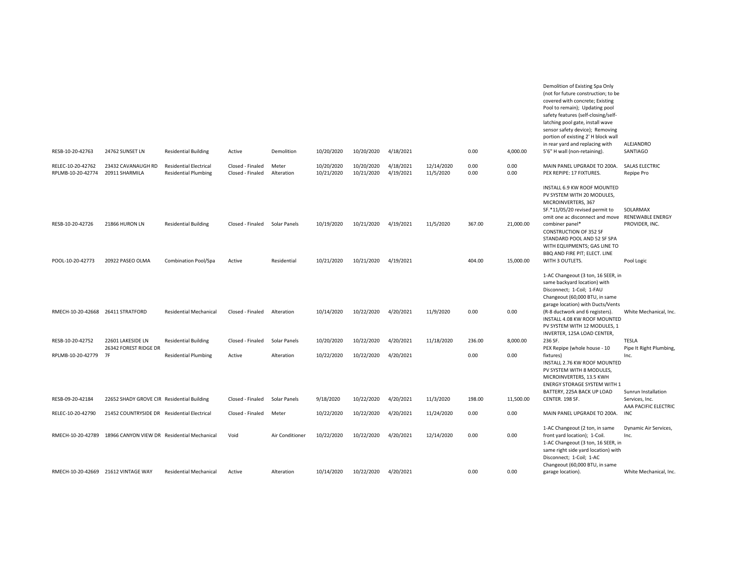| RESB-10-20-42763 | 24762 SUNSET LN | Residential Building | Active | Demolition | 10/20/2020 | 10/20/2020 | 4/18/2021 | | 0.00 | 4,000.00 | Demolition of Existing Spa Only (not for future construction; to be covered with concrete; Existing Pool to remain); Updating pool safety features (self-closing/self-latching pool gate, install wave sensor safety device); Removing portion of existing 2' H block wall in rear yard and replacing with 5'6" H wall (non-retaining). | ALEJANDRO SANTIAGO |
|---|---|---|---|---|---|---|---|---|---|---|---|---|
| RELEC-10-20-42762 | 23432 CAVANAUGH RD | Residential Electrical | Closed - Finaled | Meter | 10/20/2020 | 10/20/2020 | 4/18/2021 | 12/14/2020 | 0.00 | 0.00 | MAIN PANEL UPGRADE TO 200A. | SALAS ELECTRIC |
| RPLMB-10-20-42774 | 20911 SHARMILA | Residential Plumbing | Closed - Finaled | Alteration | 10/21/2020 | 10/21/2020 | 4/19/2021 | 11/5/2020 | 0.00 | 0.00 | PEX REPIPE: 17 FIXTURES. | Repipe Pro |
| RESB-10-20-42726 | 21866 HURON LN | Residential Building | Closed - Finaled | Solar Panels | 10/19/2020 | 10/21/2020 | 4/19/2021 | 11/5/2020 | 367.00 | 21,000.00 | INSTALL 6.9 KW ROOF MOUNTED PV SYSTEM WITH 20 MODULES, MICROINVERTERS, 367 SF.*11/05/20 revised permit to omit one ac disconnect and move combiner panel* | SOLARMAX RENEWABLE ENERGY PROVIDER, INC. |
| POOL-10-20-42773 | 20922 PASEO OLMA | Combination Pool/Spa | Active | Residential | 10/21/2020 | 10/21/2020 | 4/19/2021 | | 404.00 | 15,000.00 | CONSTRUCTION OF 352 SF STANDARD POOL AND 52 SF SPA WITH EQUIPMENTS; GAS LINE TO BBQ AND FIRE PIT; ELECT. LINE WITH 3 OUTLETS. | Pool Logic |
| RMECH-10-20-42668 | 26411 STRATFORD | Residential Mechanical | Closed - Finaled | Alteration | 10/14/2020 | 10/22/2020 | 4/20/2021 | 11/9/2020 | 0.00 | 0.00 | 1-AC Changeout (3 ton, 16 SEER, in same backyard location) with Disconnect; 1-Coil; 1-FAU Changeout (60,000 BTU, in same garage location) with Ducts/Vents (R-8 ductwork and 6 registers). | White Mechanical, Inc. |
| RESB-10-20-42752 | 22601 LAKESIDE LN | Residential Building | Closed - Finaled | Solar Panels | 10/20/2020 | 10/22/2020 | 4/20/2021 | 11/18/2020 | 236.00 | 8,000.00 | INSTALL 4.08 KW ROOF MOUNTED PV SYSTEM WITH 12 MODULES, 1 INVERTER, 125A LOAD CENTER, 236 SF. | TESLA |
| RPLMB-10-20-42779 | 26342 FOREST RIDGE DR 7F | Residential Plumbing | Active | Alteration | 10/22/2020 | 10/22/2020 | 4/20/2021 | | 0.00 | 0.00 | PEX Repipe (whole house - 10 fixtures) | Pipe It Right Plumbing, Inc. |
| RESB-09-20-42184 | 22652 SHADY GROVE CIR | Residential Building | Closed - Finaled | Solar Panels | 9/18/2020 | 10/22/2020 | 4/20/2021 | 11/3/2020 | 198.00 | 11,500.00 | INSTALL 2.76 KW ROOF MOUNTED PV SYSTEM WITH 8 MODULES, MICROINVERTERS, 13.5 KWH ENERGY STORAGE SYSTEM WITH 1 BATTERY, 225A BACK UP LOAD CENTER. 198 SF. | Sunrun Installation Services, Inc. |
| RELEC-10-20-42790 | 21452 COUNTRYSIDE DR | Residential Electrical | Closed - Finaled | Meter | 10/22/2020 | 10/22/2020 | 4/20/2021 | 11/24/2020 | 0.00 | 0.00 | MAIN PANEL UPGRADE TO 200A. | AAA PACIFIC ELECTRIC INC |
| RMECH-10-20-42789 | 18966 CANYON VIEW DR | Residential Mechanical | Void | Air Conditioner | 10/22/2020 | 10/22/2020 | 4/20/2021 | 12/14/2020 | 0.00 | 0.00 | 1-AC Changeout (2 ton, in same front yard location); 1-Coil. | Dynamic Air Services, Inc. |
| RMECH-10-20-42669 | 21612 VINTAGE WAY | Residential Mechanical | Active | Alteration | 10/14/2020 | 10/22/2020 | 4/20/2021 | | 0.00 | 0.00 | 1-AC Changeout (3 ton, 16 SEER, in same right side yard location) with Disconnect; 1-Coil; 1-AC Changeout (60,000 BTU, in same garage location). | White Mechanical, Inc. |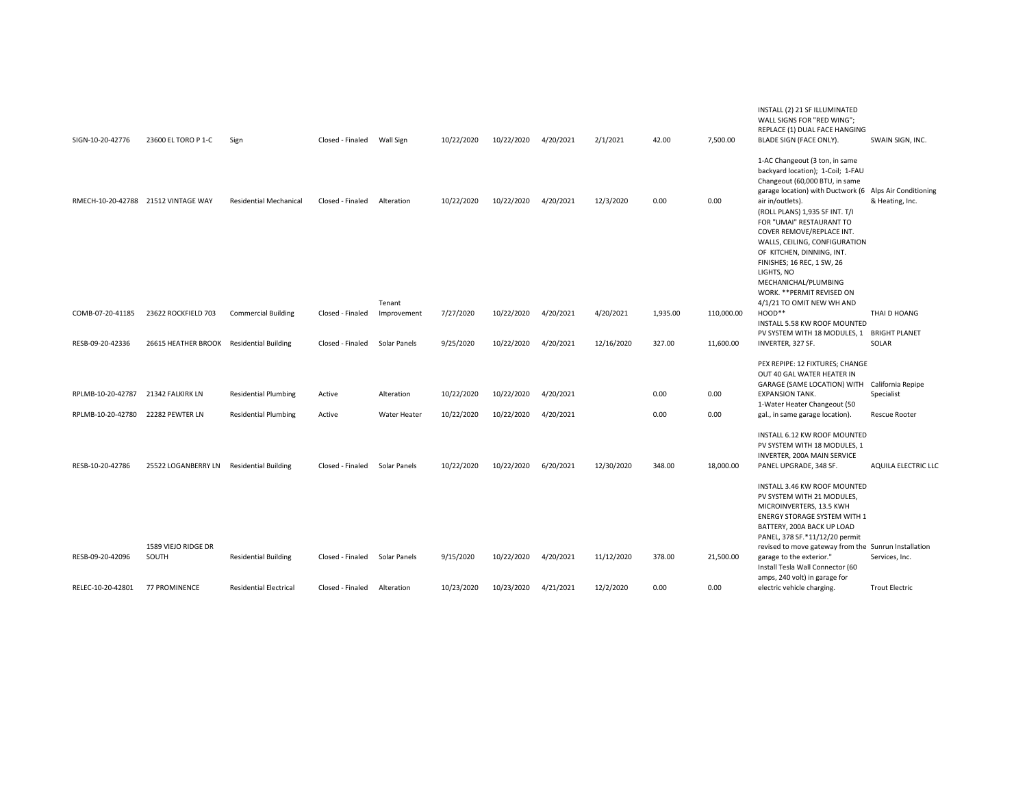| SIGN-10-20-42776 | 23600 EL TORO P 1-C | Sign | Closed - Finaled | Wall Sign | 10/22/2020 | 10/22/2020 | 4/20/2021 | 2/1/2021 | 42.00 | 7,500.00 | INSTALL (2) 21 SF ILLUMINATED WALL SIGNS FOR "RED WING"; REPLACE (1) DUAL FACE HANGING BLADE SIGN (FACE ONLY). | SWAIN SIGN, INC. |
|---|---|---|---|---|---|---|---|---|---|---|---|---|
| RMECH-10-20-42788 | 21512 VINTAGE WAY | Residential Mechanical | Closed - Finaled | Alteration | 10/22/2020 | 10/22/2020 | 4/20/2021 | 12/3/2020 | 0.00 | 0.00 | 1-AC Changeout (3 ton, in same backyard location); 1-Coil; 1-FAU Changeout (60,000 BTU, in same garage location) with Ductwork (6 air in/outlets). | Alps Air Conditioning & Heating, Inc. |
| COMB-07-20-41185 | 23622 ROCKFIELD 703 | Commercial Building | Closed - Finaled | Tenant Improvement | 7/27/2020 | 10/22/2020 | 4/20/2021 | 4/20/2021 | 1,935.00 | 110,000.00 | (ROLL PLANS) 1,935 SF INT. T/I FOR "UMAI" RESTAURANT TO COVER REMOVE/REPLACE INT. WALLS, CEILING, CONFIGURATION OF KITCHEN, DINNING, INT. FINISHES; 16 REC, 1 SW, 26 LIGHTS, NO MECHANICHAL/PLUMBING WORK. **PERMIT REVISED ON 4/1/21 TO OMIT NEW WH AND HOOD** | THAI D HOANG |
| RESB-09-20-42336 | 26615 HEATHER BROOK | Residential Building | Closed - Finaled | Solar Panels | 9/25/2020 | 10/22/2020 | 4/20/2021 | 12/16/2020 | 327.00 | 11,600.00 | INSTALL 5.58 KW ROOF MOUNTED PV SYSTEM WITH 18 MODULES, 1 INVERTER, 327 SF. | BRIGHT PLANET SOLAR |
| RPLMB-10-20-42787 | 21342 FALKIRK LN | Residential Plumbing | Active | Alteration | 10/22/2020 | 10/22/2020 | 4/20/2021 | | 0.00 | 0.00 | PEX REPIPE: 12 FIXTURES; CHANGE OUT 40 GAL WATER HEATER IN GARAGE (SAME LOCATION) WITH EXPANSION TANK. | California Repipe Specialist |
| RPLMB-10-20-42780 | 22282 PEWTER LN | Residential Plumbing | Active | Water Heater | 10/22/2020 | 10/22/2020 | 4/20/2021 | | 0.00 | 0.00 | 1-Water Heater Changeout (50 gal., in same garage location). | Rescue Rooter |
| RESB-10-20-42786 | 25522 LOGANBERRY LN | Residential Building | Closed - Finaled | Solar Panels | 10/22/2020 | 10/22/2020 | 6/20/2021 | 12/30/2020 | 348.00 | 18,000.00 | INSTALL 6.12 KW ROOF MOUNTED PV SYSTEM WITH 18 MODULES, 1 INVERTER, 200A MAIN SERVICE PANEL UPGRADE, 348 SF. | AQUILA ELECTRIC LLC |
| RESB-09-20-42096 | 1589 VIEJO RIDGE DR SOUTH | Residential Building | Closed - Finaled | Solar Panels | 9/15/2020 | 10/22/2020 | 4/20/2021 | 11/12/2020 | 378.00 | 21,500.00 | INSTALL 3.46 KW ROOF MOUNTED PV SYSTEM WITH 21 MODULES, MICROINVERTERS, 13.5 KWH ENERGY STORAGE SYSTEM WITH 1 BATTERY, 200A BACK UP LOAD PANEL, 378 SF.*11/12/20 permit revised to move gateway from the garage to the exterior." | Sunrun Installation Services, Inc. |
| RELEC-10-20-42801 | 77 PROMINENCE | Residential Electrical | Closed - Finaled | Alteration | 10/23/2020 | 10/23/2020 | 4/21/2021 | 12/2/2020 | 0.00 | 0.00 | Install Tesla Wall Connector (60 amps, 240 volt) in garage for electric vehicle charging. | Trout Electric |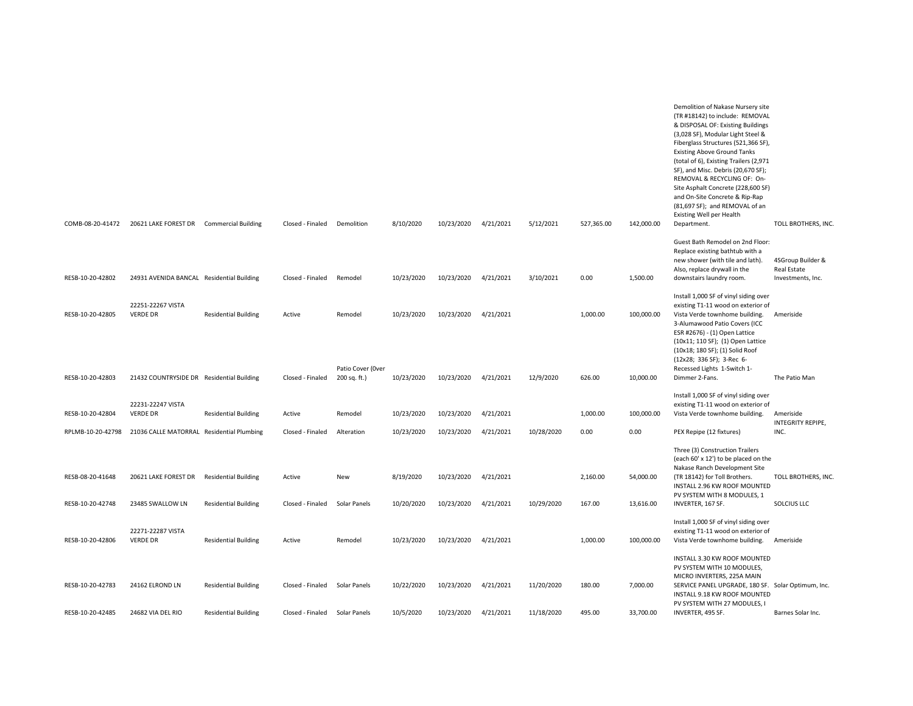| | | | | | | | | | | | | |
|---|---|---|---|---|---|---|---|---|---|---|---|---|
| COMB-08-20-41472 | 20621 LAKE FOREST DR | Commercial Building | Closed - Finaled | Demolition | 8/10/2020 | 10/23/2020 | 4/21/2021 | 5/12/2021 | 527,365.00 | 142,000.00 | Demolition of Nakase Nursery site (TR #18142) to include: REMOVAL & DISPOSAL OF: Existing Buildings (3,028 SF), Modular Light Steel & Fiberglass Structures (521,366 SF), Existing Above Ground Tanks (total of 6), Existing Trailers (2,971 SF), and Misc. Debris (20,670 SF); REMOVAL & RECYCLING OF: On-Site Asphalt Concrete (228,600 SF) and On-Site Concrete & Rip-Rap (81,697 SF); and REMOVAL of an Existing Well per Health Department. | TOLL BROTHERS, INC. |
| RESB-10-20-42802 | 24931 AVENIDA BANCAL | Residential Building | Closed - Finaled | Remodel | 10/23/2020 | 10/23/2020 | 4/21/2021 | 3/10/2021 | 0.00 | 1,500.00 | Guest Bath Remodel on 2nd Floor: Replace existing bathtub with a new shower (with tile and lath). Also, replace drywall in the downstairs laundry room. | 4SGroup Builder & Real Estate Investments, Inc. |
| RESB-10-20-42805 | 22251-22267 VISTA VERDE DR | Residential Building | Active | Remodel | 10/23/2020 | 10/23/2020 | 4/21/2021 | | 1,000.00 | 100,000.00 | Install 1,000 SF of vinyl siding over existing T1-11 wood on exterior of Vista Verde townhome building. | Ameriside |
| RESB-10-20-42803 | 21432 COUNTRYSIDE DR | Residential Building | Closed - Finaled | Patio Cover (0ver 200 sq. ft.) | 10/23/2020 | 10/23/2020 | 4/21/2021 | 12/9/2020 | 626.00 | 10,000.00 | 3-Alumawood Patio Covers (ICC ESR #2676) - (1) Open Lattice (10x11; 110 SF); (1) Open Lattice (10x18; 180 SF); (1) Solid Roof (12x28; 336 SF); 3-Rec 6-Recessed Lights 1-Switch 1-Dimmer 2-Fans. | The Patio Man |
| RESB-10-20-42804 | 22231-22247 VISTA VERDE DR | Residential Building | Active | Remodel | 10/23/2020 | 10/23/2020 | 4/21/2021 | | 1,000.00 | 100,000.00 | Install 1,000 SF of vinyl siding over existing T1-11 wood on exterior of Vista Verde townhome building. | Ameriside |
| RPLMB-10-20-42798 | 21036 CALLE MATORRAL | Residential Plumbing | Closed - Finaled | Alteration | 10/23/2020 | 10/23/2020 | 4/21/2021 | 10/28/2020 | 0.00 | 0.00 | PEX Repipe (12 fixtures) | INTEGRITY REPIPE, INC. |
| RESB-08-20-41648 | 20621 LAKE FOREST DR | Residential Building | Active | New | 8/19/2020 | 10/23/2020 | 4/21/2021 | | 2,160.00 | 54,000.00 | Three (3) Construction Trailers (each 60' x 12') to be placed on the Nakase Ranch Development Site (TR 18142) for Toll Brothers. | TOLL BROTHERS, INC. |
| RESB-10-20-42748 | 23485 SWALLOW LN | Residential Building | Closed - Finaled | Solar Panels | 10/20/2020 | 10/23/2020 | 4/21/2021 | 10/29/2020 | 167.00 | 13,616.00 | INSTALL 2.96 KW ROOF MOUNTED PV SYSTEM WITH 8 MODULES, 1 INVERTER, 167 SF. | SOLCIUS LLC |
| RESB-10-20-42806 | 22271-22287 VISTA VERDE DR | Residential Building | Active | Remodel | 10/23/2020 | 10/23/2020 | 4/21/2021 | | 1,000.00 | 100,000.00 | Install 1,000 SF of vinyl siding over existing T1-11 wood on exterior of Vista Verde townhome building. | Ameriside |
| RESB-10-20-42783 | 24162 ELROND LN | Residential Building | Closed - Finaled | Solar Panels | 10/22/2020 | 10/23/2020 | 4/21/2021 | 11/20/2020 | 180.00 | 7,000.00 | INSTALL 3.30 KW ROOF MOUNTED PV SYSTEM WITH 10 MODULES, MICRO INVERTERS, 225A MAIN SERVICE PANEL UPGRADE, 180 SF. | Solar Optimum, Inc. |
| RESB-10-20-42485 | 24682 VIA DEL RIO | Residential Building | Closed - Finaled | Solar Panels | 10/5/2020 | 10/23/2020 | 4/21/2021 | 11/18/2020 | 495.00 | 33,700.00 | INSTALL 9.18 KW ROOF MOUNTED PV SYSTEM WITH 27 MODULES, I INVERTER, 495 SF. | Barnes Solar Inc. |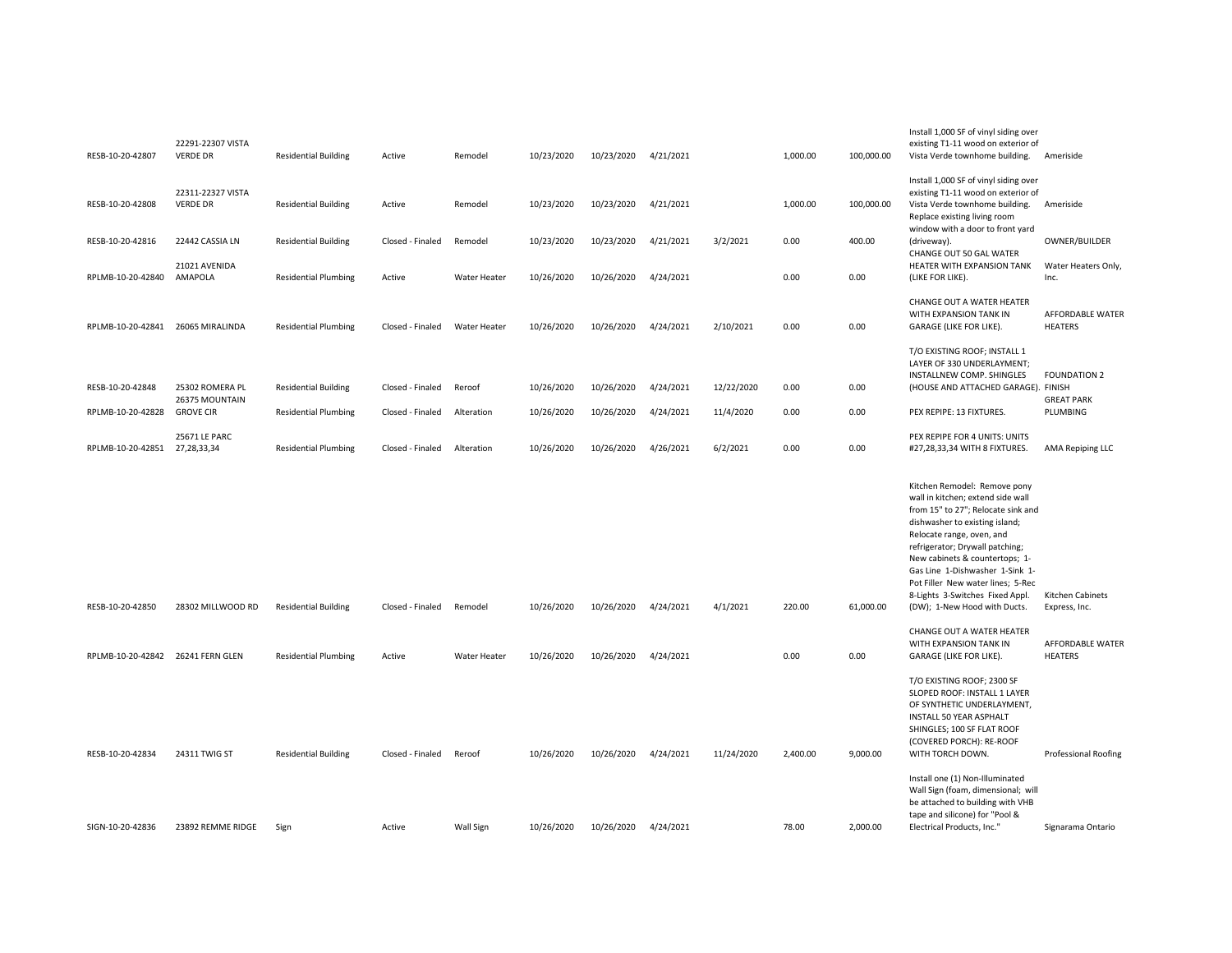| | | | | | | | | | | | | |
|---|---|---|---|---|---|---|---|---|---|---|---|---|
| RESB-10-20-42807 | 22291-22307 VISTA VERDE DR | Residential Building | Active | Remodel | 10/23/2020 | 10/23/2020 | 4/21/2021 | | 1,000.00 | 100,000.00 | Install 1,000 SF of vinyl siding over existing T1-11 wood on exterior of Vista Verde townhome building. | Ameriside |
| RESB-10-20-42808 | 22311-22327 VISTA VERDE DR | Residential Building | Active | Remodel | 10/23/2020 | 10/23/2020 | 4/21/2021 | | 1,000.00 | 100,000.00 | Install 1,000 SF of vinyl siding over existing T1-11 wood on exterior of Vista Verde townhome building. | Ameriside |
| RESB-10-20-42816 | 22442 CASSIA LN | Residential Building | Closed - Finaled | Remodel | 10/23/2020 | 10/23/2020 | 4/21/2021 | 3/2/2021 | 0.00 | 400.00 | Replace existing living room window with a door to front yard (driveway). | OWNER/BUILDER |
| RPLMB-10-20-42840 | 21021 AVENIDA AMAPOLA | Residential Plumbing | Active | Water Heater | 10/26/2020 | 10/26/2020 | 4/24/2021 | | 0.00 | 0.00 | CHANGE OUT 50 GAL WATER HEATER WITH EXPANSION TANK (LIKE FOR LIKE). | Water Heaters Only, Inc. |
| RPLMB-10-20-42841 | 26065 MIRALINDA | Residential Plumbing | Closed - Finaled | Water Heater | 10/26/2020 | 10/26/2020 | 4/24/2021 | 2/10/2021 | 0.00 | 0.00 | CHANGE OUT A WATER HEATER WITH EXPANSION TANK IN GARAGE (LIKE FOR LIKE). | AFFORDABLE WATER HEATERS |
| RESB-10-20-42848 | 25302 ROMERA PL | Residential Building | Closed - Finaled | Reroof | 10/26/2020 | 10/26/2020 | 4/24/2021 | 12/22/2020 | 0.00 | 0.00 | T/O EXISTING ROOF; INSTALL 1 LAYER OF 330 UNDERLAYMENT; INSTALLNEW COMP. SHINGLES (HOUSE AND ATTACHED GARAGE). | FOUNDATION 2 FINISH |
| RPLMB-10-20-42828 | 26375 MOUNTAIN GROVE CIR | Residential Plumbing | Closed - Finaled | Alteration | 10/26/2020 | 10/26/2020 | 4/24/2021 | 11/4/2020 | 0.00 | 0.00 | PEX REPIPE: 13 FIXTURES. | GREAT PARK PLUMBING |
| RPLMB-10-20-42851 | 25671 LE PARC 27,28,33,34 | Residential Plumbing | Closed - Finaled | Alteration | 10/26/2020 | 10/26/2020 | 4/26/2021 | 6/2/2021 | 0.00 | 0.00 | PEX REPIPE FOR 4 UNITS: UNITS #27,28,33,34 WITH 8 FIXTURES. | AMA Repiping LLC |
| RESB-10-20-42850 | 28302 MILLWOOD RD | Residential Building | Closed - Finaled | Remodel | 10/26/2020 | 10/26/2020 | 4/24/2021 | 4/1/2021 | 220.00 | 61,000.00 | Kitchen Remodel: Remove pony wall in kitchen; extend side wall from 15" to 27"; Relocate sink and dishwasher to existing island; Relocate range, oven, and refrigerator; Drywall patching; New cabinets & countertops; 1-Gas Line 1-Dishwasher 1-Sink 1-Pot Filler New water lines; 5-Rec 8-Lights 3-Switches Fixed Appl. (DW); 1-New Hood with Ducts. | Kitchen Cabinets Express, Inc. |
| RPLMB-10-20-42842 | 26241 FERN GLEN | Residential Plumbing | Active | Water Heater | 10/26/2020 | 10/26/2020 | 4/24/2021 | | 0.00 | 0.00 | CHANGE OUT A WATER HEATER WITH EXPANSION TANK IN GARAGE (LIKE FOR LIKE). | AFFORDABLE WATER HEATERS |
| RESB-10-20-42834 | 24311 TWIG ST | Residential Building | Closed - Finaled | Reroof | 10/26/2020 | 10/26/2020 | 4/24/2021 | 11/24/2020 | 2,400.00 | 9,000.00 | T/O EXISTING ROOF; 2300 SF SLOPED ROOF: INSTALL 1 LAYER OF SYNTHETIC UNDERLAYMENT, INSTALL 50 YEAR ASPHALT SHINGLES; 100 SF FLAT ROOF (COVERED PORCH): RE-ROOF WITH TORCH DOWN. | Professional Roofing |
| SIGN-10-20-42836 | 23892 REMME RIDGE | Sign | Active | Wall Sign | 10/26/2020 | 10/26/2020 | 4/24/2021 | | 78.00 | 2,000.00 | Install one (1) Non-Illuminated Wall Sign (foam, dimensional; will be attached to building with VHB tape and silicone) for "Pool & Electrical Products, Inc." | Signarama Ontario |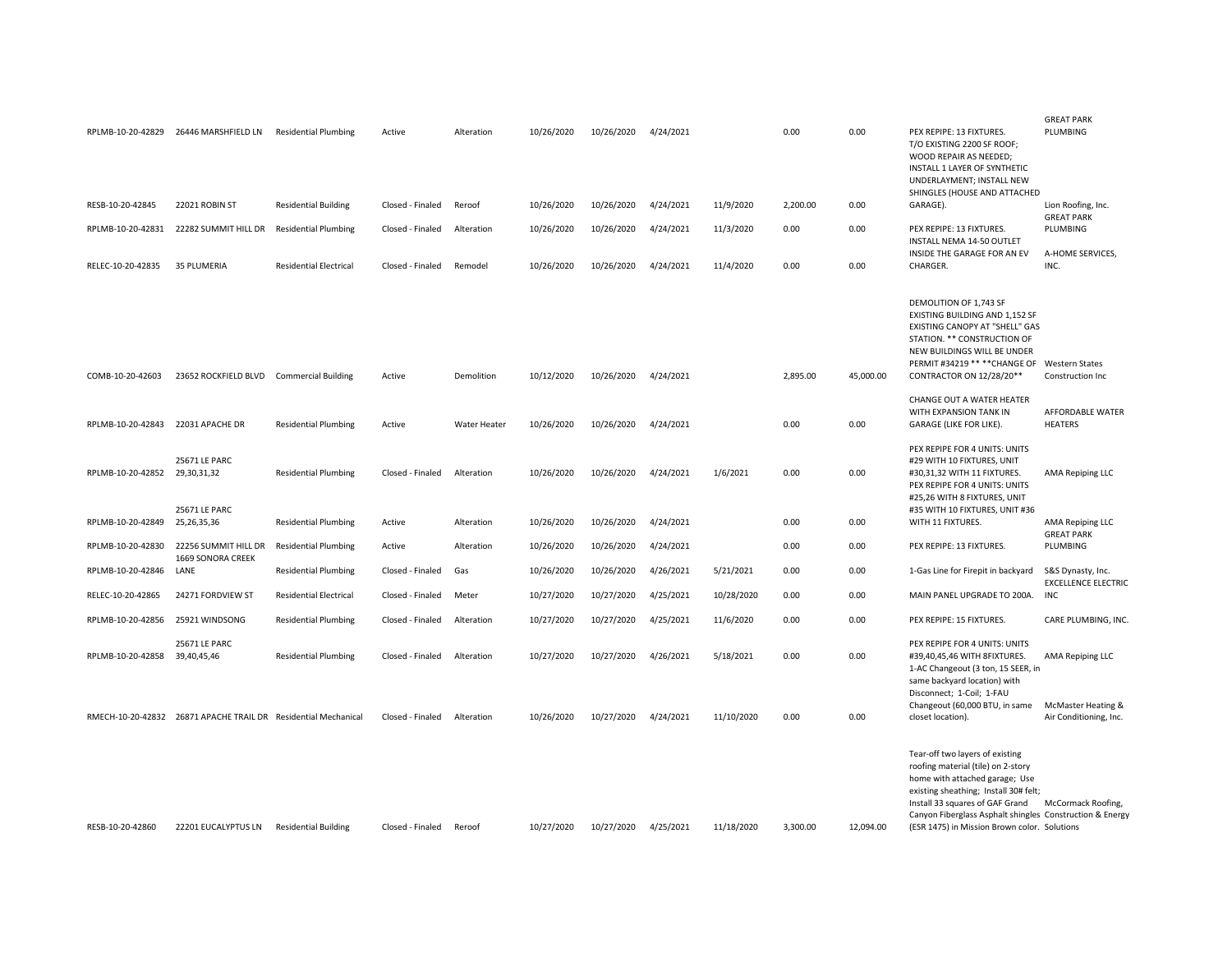| | | | | | | | | | | | | |
|---|---|---|---|---|---|---|---|---|---|---|---|---|
| RPLMB-10-20-42829 | 26446 MARSHFIELD LN | Residential Plumbing | Active | Alteration | 10/26/2020 | 10/26/2020 | 4/24/2021 | | 0.00 | 0.00 | PEX REPIPE: 13 FIXTURES. | GREAT PARK PLUMBING |
| RESB-10-20-42845 | 22021 ROBIN ST | Residential Building | Closed - Finaled | Reroof | 10/26/2020 | 10/26/2020 | 4/24/2021 | 11/9/2020 | 2,200.00 | 0.00 | T/O EXISTING 2200 SF ROOF; WOOD REPAIR AS NEEDED; INSTALL 1 LAYER OF SYNTHETIC UNDERLAYMENT; INSTALL NEW SHINGLES (HOUSE AND ATTACHED GARAGE). | Lion Roofing, Inc. |
| RPLMB-10-20-42831 | 22282 SUMMIT HILL DR | Residential Plumbing | Closed - Finaled | Alteration | 10/26/2020 | 10/26/2020 | 4/24/2021 | 11/3/2020 | 0.00 | 0.00 | PEX REPIPE: 13 FIXTURES. | GREAT PARK PLUMBING |
| RELEC-10-20-42835 | 35 PLUMERIA | Residential Electrical | Closed - Finaled | Remodel | 10/26/2020 | 10/26/2020 | 4/24/2021 | 11/4/2020 | 0.00 | 0.00 | INSTALL NEMA 14-50 OUTLET INSIDE THE GARAGE FOR AN EV CHARGER. | A-HOME SERVICES, INC. |
| COMB-10-20-42603 | 23652 ROCKFIELD BLVD | Commercial Building | Active | Demolition | 10/12/2020 | 10/26/2020 | 4/24/2021 | | 2,895.00 | 45,000.00 | DEMOLITION OF 1,743 SF EXISTING BUILDING AND 1,152 SF EXISTING CANOPY AT "SHELL" GAS STATION. ** CONSTRUCTION OF NEW BUILDINGS WILL BE UNDER PERMIT #34219 ** **CHANGE OF CONTRACTOR ON 12/28/20** | Western States Construction Inc |
| RPLMB-10-20-42843 | 22031 APACHE DR | Residential Plumbing | Active | Water Heater | 10/26/2020 | 10/26/2020 | 4/24/2021 | | 0.00 | 0.00 | CHANGE OUT A WATER HEATER WITH EXPANSION TANK IN GARAGE (LIKE FOR LIKE). | AFFORDABLE WATER HEATERS |
| RPLMB-10-20-42852 | 25671 LE PARC 29,30,31,32 | Residential Plumbing | Closed - Finaled | Alteration | 10/26/2020 | 10/26/2020 | 4/24/2021 | 1/6/2021 | 0.00 | 0.00 | PEX REPIPE FOR 4 UNITS: UNITS #29 WITH 10 FIXTURES, UNIT #30,31,32 WITH 11 FIXTURES. | AMA Repiping LLC |
| RPLMB-10-20-42849 | 25671 LE PARC 25,26,35,36 | Residential Plumbing | Active | Alteration | 10/26/2020 | 10/26/2020 | 4/24/2021 | | 0.00 | 0.00 | PEX REPIPE FOR 4 UNITS: UNITS #25,26 WITH 8 FIXTURES, UNIT #35 WITH 10 FIXTURES, UNIT #36 WITH 11 FIXTURES. | AMA Repiping LLC |
| RPLMB-10-20-42830 | 22256 SUMMIT HILL DR | Residential Plumbing | Active | Alteration | 10/26/2020 | 10/26/2020 | 4/24/2021 | | 0.00 | 0.00 | PEX REPIPE: 13 FIXTURES. | GREAT PARK PLUMBING |
| RPLMB-10-20-42846 | 1669 SONORA CREEK LANE | Residential Plumbing | Closed - Finaled | Gas | 10/26/2020 | 10/26/2020 | 4/26/2021 | 5/21/2021 | 0.00 | 0.00 | 1-Gas Line for Firepit in backyard | S&S Dynasty, Inc. |
| RELEC-10-20-42865 | 24271 FORDVIEW ST | Residential Electrical | Closed - Finaled | Meter | 10/27/2020 | 10/27/2020 | 4/25/2021 | 10/28/2020 | 0.00 | 0.00 | MAIN PANEL UPGRADE TO 200A. | EXCELLENCE ELECTRIC INC |
| RPLMB-10-20-42856 | 25921 WINDSONG | Residential Plumbing | Closed - Finaled | Alteration | 10/27/2020 | 10/27/2020 | 4/25/2021 | 11/6/2020 | 0.00 | 0.00 | PEX REPIPE: 15 FIXTURES. | CARE PLUMBING, INC. |
| RPLMB-10-20-42858 | 25671 LE PARC 39,40,45,46 | Residential Plumbing | Closed - Finaled | Alteration | 10/27/2020 | 10/27/2020 | 4/26/2021 | 5/18/2021 | 0.00 | 0.00 | PEX REPIPE FOR 4 UNITS: UNITS #39,40,45,46 WITH 8FIXTURES. | AMA Repiping LLC |
| RMECH-10-20-42832 | 26871 APACHE TRAIL DR | Residential Mechanical | Closed - Finaled | Alteration | 10/26/2020 | 10/27/2020 | 4/24/2021 | 11/10/2020 | 0.00 | 0.00 | 1-AC Changeout (3 ton, 15 SEER, in same backyard location) with Disconnect; 1-Coil; 1-FAU Changeout (60,000 BTU, in same closet location). | McMaster Heating & Air Conditioning, Inc. |
| RESB-10-20-42860 | 22201 EUCALYPTUS LN | Residential Building | Closed - Finaled | Reroof | 10/27/2020 | 10/27/2020 | 4/25/2021 | 11/18/2020 | 3,300.00 | 12,094.00 | Tear-off two layers of existing roofing material (tile) on 2-story home with attached garage; Use existing sheathing; Install 30# felt; Install 33 squares of GAF Grand Canyon Fiberglass Asphalt shingles (ESR 1475) in Mission Brown color. | McCormack Roofing, Construction & Energy Solutions |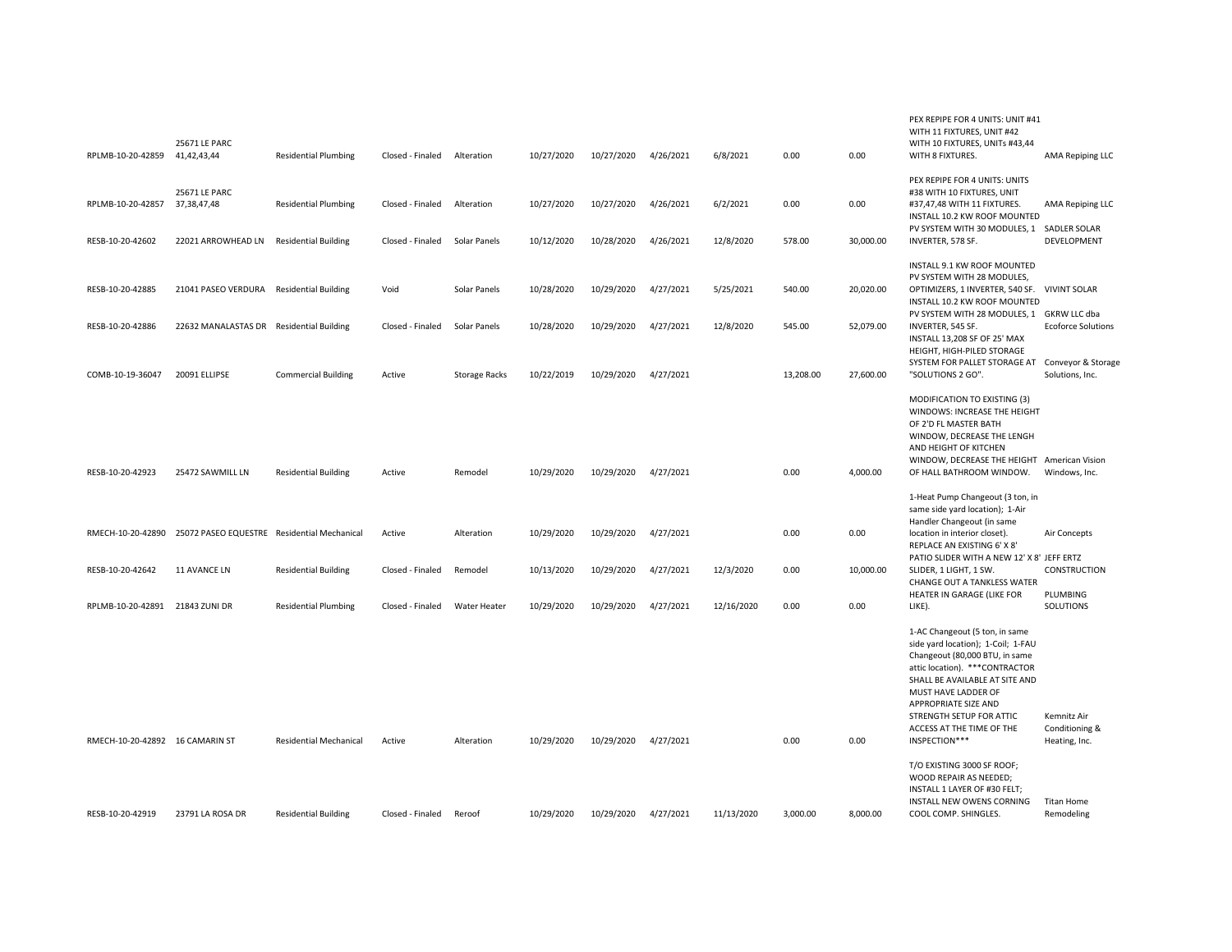| | | | | | | | | | | | | |
|---|---|---|---|---|---|---|---|---|---|---|---|---|
| RPLMB-10-20-42859 | 25671 LE PARC 41,42,43,44 | Residential Plumbing | Closed - Finaled | Alteration | 10/27/2020 | 10/27/2020 | 4/26/2021 | 6/8/2021 | 0.00 | 0.00 | PEX REPIPE FOR 4 UNITS: UNIT #41 WITH 11 FIXTURES, UNIT #42 WITH 10 FIXTURES, UNITs #43,44 WITH 8 FIXTURES. | AMA Repiping LLC |
| RPLMB-10-20-42857 | 25671 LE PARC 37,38,47,48 | Residential Plumbing | Closed - Finaled | Alteration | 10/27/2020 | 10/27/2020 | 4/26/2021 | 6/2/2021 | 0.00 | 0.00 | PEX REPIPE FOR 4 UNITS: UNITS #38 WITH 10 FIXTURES, UNIT #37,47,48 WITH 11 FIXTURES. | AMA Repiping LLC |
| RESB-10-20-42602 | 22021 ARROWHEAD LN | Residential Building | Closed - Finaled | Solar Panels | 10/12/2020 | 10/28/2020 | 4/26/2021 | 12/8/2020 | 578.00 | 30,000.00 | INSTALL 10.2 KW ROOF MOUNTED PV SYSTEM WITH 30 MODULES, 1 INVERTER, 578 SF. | SADLER SOLAR DEVELOPMENT |
| RESB-10-20-42885 | 21041 PASEO VERDURA | Residential Building | Void | Solar Panels | 10/28/2020 | 10/29/2020 | 4/27/2021 | 5/25/2021 | 540.00 | 20,020.00 | INSTALL 9.1 KW ROOF MOUNTED PV SYSTEM WITH 28 MODULES, OPTIMIZERS, 1 INVERTER, 540 SF. | VIVINT SOLAR |
| RESB-10-20-42886 | 22632 MANALASTAS DR | Residential Building | Closed - Finaled | Solar Panels | 10/28/2020 | 10/29/2020 | 4/27/2021 | 12/8/2020 | 545.00 | 52,079.00 | INSTALL 10.2 KW ROOF MOUNTED PV SYSTEM WITH 28 MODULES, 1 INVERTER, 545 SF. | GKRW LLC dba Ecoforce Solutions |
| COMB-10-19-36047 | 20091 ELLIPSE | Commercial Building | Active | Storage Racks | 10/22/2019 | 10/29/2020 | 4/27/2021 | | 13,208.00 | 27,600.00 | INSTALL 13,208 SF OF 25' MAX HEIGHT, HIGH-PILED STORAGE SYSTEM FOR PALLET STORAGE AT "SOLUTIONS 2 GO". | Conveyor & Storage Solutions, Inc. |
| RESB-10-20-42923 | 25472 SAWMILL LN | Residential Building | Active | Remodel | 10/29/2020 | 10/29/2020 | 4/27/2021 | | 0.00 | 4,000.00 | MODIFICATION TO EXISTING (3) WINDOWS: INCREASE THE HEIGHT OF 2'D FL MASTER BATH WINDOW, DECREASE THE LENGH AND HEIGHT OF KITCHEN WINDOW, DECREASE THE HEIGHT OF HALL BATHROOM WINDOW. | American Vision Windows, Inc. |
| RMECH-10-20-42890 | 25072 PASEO EQUESTRE | Residential Mechanical | Active | Alteration | 10/29/2020 | 10/29/2020 | 4/27/2021 | | 0.00 | 0.00 | 1-Heat Pump Changeout (3 ton, in same side yard location); 1-Air Handler Changeout (in same location in interior closet). | Air Concepts |
| RESB-10-20-42642 | 11 AVANCE LN | Residential Building | Closed - Finaled | Remodel | 10/13/2020 | 10/29/2020 | 4/27/2021 | 12/3/2020 | 0.00 | 10,000.00 | REPLACE AN EXISTING 6' X 8' PATIO SLIDER WITH A NEW 12' X 8' SLIDER, 1 LIGHT, 1 SW. | JEFF ERTZ CONSTRUCTION |
| RPLMB-10-20-42891 | 21843 ZUNI DR | Residential Plumbing | Closed - Finaled | Water Heater | 10/29/2020 | 10/29/2020 | 4/27/2021 | 12/16/2020 | 0.00 | 0.00 | CHANGE OUT A TANKLESS WATER HEATER IN GARAGE (LIKE FOR LIKE). | PLUMBING SOLUTIONS |
| RMECH-10-20-42892 | 16 CAMARIN ST | Residential Mechanical | Active | Alteration | 10/29/2020 | 10/29/2020 | 4/27/2021 | | 0.00 | 0.00 | 1-AC Changeout (5 ton, in same side yard location); 1-Coil; 1-FAU Changeout (80,000 BTU, in same attic location). ***CONTRACTOR SHALL BE AVAILABLE AT SITE AND MUST HAVE LADDER OF APPROPRIATE SIZE AND STRENGTH SETUP FOR ATTIC ACCESS AT THE TIME OF THE INSPECTION*** | Kemnitz Air Conditioning & Heating, Inc. |
| RESB-10-20-42919 | 23791 LA ROSA DR | Residential Building | Closed - Finaled | Reroof | 10/29/2020 | 10/29/2020 | 4/27/2021 | 11/13/2020 | 3,000.00 | 8,000.00 | T/O EXISTING 3000 SF ROOF; WOOD REPAIR AS NEEDED; INSTALL 1 LAYER OF #30 FELT; INSTALL NEW OWENS CORNING COOL COMP. SHINGLES. | Titan Home Remodeling |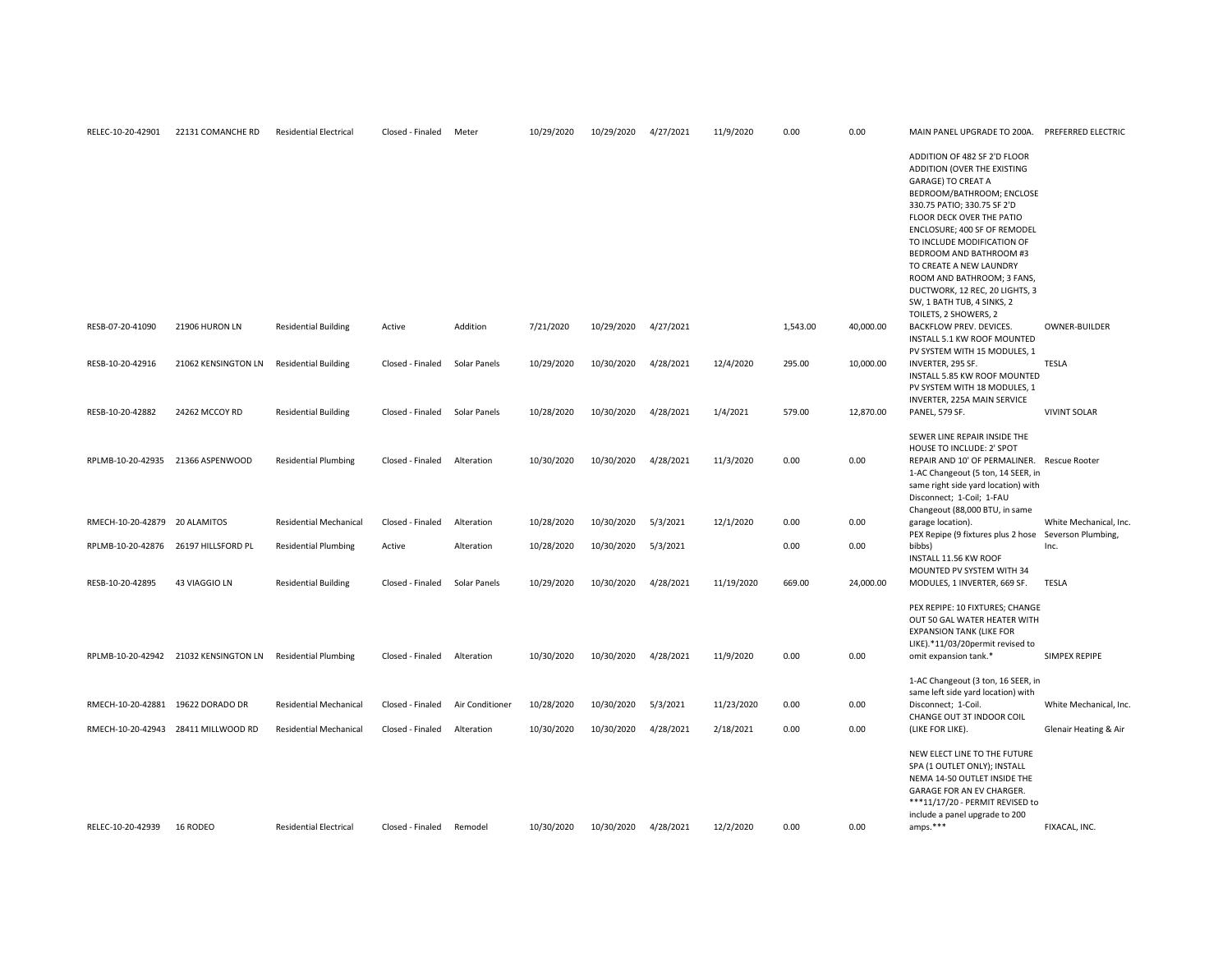| | | | | | | | | | | | | |
|---|---|---|---|---|---|---|---|---|---|---|---|---|
| RELEC-10-20-42901 | 22131 COMANCHE RD | Residential Electrical | Closed - Finaled | Meter | 10/29/2020 | 10/29/2020 | 4/27/2021 | 11/9/2020 | 0.00 | 0.00 | MAIN PANEL UPGRADE TO 200A. | PREFERRED ELECTRIC |
| RESB-07-20-41090 | 21906 HURON LN | Residential Building | Active | Addition | 7/21/2020 | 10/29/2020 | 4/27/2021 | | 1,543.00 | 40,000.00 | ADDITION OF 482 SF 2'D FLOOR ADDITION (OVER THE EXISTING GARAGE) TO CREAT A BEDROOM/BATHROOM; ENCLOSE 330.75 PATIO; 330.75 SF 2'D FLOOR DECK OVER THE PATIO ENCLOSURE; 400 SF OF REMODEL TO INCLUDE MODIFICATION OF BEDROOM AND BATHROOM #3 TO CREATE A NEW LAUNDRY ROOM AND BATHROOM; 3 FANS, DUCTWORK, 12 REC, 20 LIGHTS, 3 SW, 1 BATH TUB, 4 SINKS, 2 TOILETS, 2 SHOWERS, 2 BACKFLOW PREV. DEVICES. | OWNER-BUILDER |
| RESB-10-20-42916 | 21062 KENSINGTON LN | Residential Building | Closed - Finaled | Solar Panels | 10/29/2020 | 10/30/2020 | 4/28/2021 | 12/4/2020 | 295.00 | 10,000.00 | INSTALL 5.1 KW ROOF MOUNTED PV SYSTEM WITH 15 MODULES, 1 INVERTER, 295 SF. | TESLA |
| RESB-10-20-42882 | 24262 MCCOY RD | Residential Building | Closed - Finaled | Solar Panels | 10/28/2020 | 10/30/2020 | 4/28/2021 | 1/4/2021 | 579.00 | 12,870.00 | INSTALL 5.85 KW ROOF MOUNTED PV SYSTEM WITH 18 MODULES, 1 INVERTER, 225A MAIN SERVICE PANEL, 579 SF. | VIVINT SOLAR |
| RPLMB-10-20-42935 | 21366 ASPENWOOD | Residential Plumbing | Closed - Finaled | Alteration | 10/30/2020 | 10/30/2020 | 4/28/2021 | 11/3/2020 | 0.00 | 0.00 | SEWER LINE REPAIR INSIDE THE HOUSE TO INCLUDE: 2' SPOT REPAIR AND 10' OF PERMALINER. | Rescue Rooter |
| RMECH-10-20-42879 | 20 ALAMITOS | Residential Mechanical | Closed - Finaled | Alteration | 10/28/2020 | 10/30/2020 | 5/3/2021 | 12/1/2020 | 0.00 | 0.00 | 1-AC Changeout (5 ton, 14 SEER, in same right side yard location) with Disconnect; 1-Coil; 1-FAU Changeout (88,000 BTU, in same garage location). | White Mechanical, Inc. |
| RPLMB-10-20-42876 | 26197 HILLSFORD PL | Residential Plumbing | Active | Alteration | 10/28/2020 | 10/30/2020 | 5/3/2021 | | 0.00 | 0.00 | PEX Repipe (9 fixtures plus 2 hose bibbs) | Severson Plumbing, Inc. |
| RESB-10-20-42895 | 43 VIAGGIO LN | Residential Building | Closed - Finaled | Solar Panels | 10/29/2020 | 10/30/2020 | 4/28/2021 | 11/19/2020 | 669.00 | 24,000.00 | INSTALL 11.56 KW ROOF MOUNTED PV SYSTEM WITH 34 MODULES, 1 INVERTER, 669 SF. | TESLA |
| RPLMB-10-20-42942 | 21032 KENSINGTON LN | Residential Plumbing | Closed - Finaled | Alteration | 10/30/2020 | 10/30/2020 | 4/28/2021 | 11/9/2020 | 0.00 | 0.00 | PEX REPIPE: 10 FIXTURES; CHANGE OUT 50 GAL WATER HEATER WITH EXPANSION TANK (LIKE FOR LIKE).*11/03/20permit revised to omit expansion tank.* | SIMPEX REPIPE |
| RMECH-10-20-42881 | 19622 DORADO DR | Residential Mechanical | Closed - Finaled | Air Conditioner | 10/28/2020 | 10/30/2020 | 5/3/2021 | 11/23/2020 | 0.00 | 0.00 | 1-AC Changeout (3 ton, 16 SEER, in same left side yard location) with Disconnect; 1-Coil. | White Mechanical, Inc. |
| RMECH-10-20-42943 | 28411 MILLWOOD RD | Residential Mechanical | Closed - Finaled | Alteration | 10/30/2020 | 10/30/2020 | 4/28/2021 | 2/18/2021 | 0.00 | 0.00 | CHANGE OUT 3T INDOOR COIL (LIKE FOR LIKE). | Glenair Heating & Air |
| RELEC-10-20-42939 | 16 RODEO | Residential Electrical | Closed - Finaled | Remodel | 10/30/2020 | 10/30/2020 | 4/28/2021 | 12/2/2020 | 0.00 | 0.00 | NEW ELECT LINE TO THE FUTURE SPA (1 OUTLET ONLY); INSTALL NEMA 14-50 OUTLET INSIDE THE GARAGE FOR AN EV CHARGER. ***11/17/20 - PERMIT REVISED to include a panel upgrade to 200 amps.*** | FIXACAL, INC. |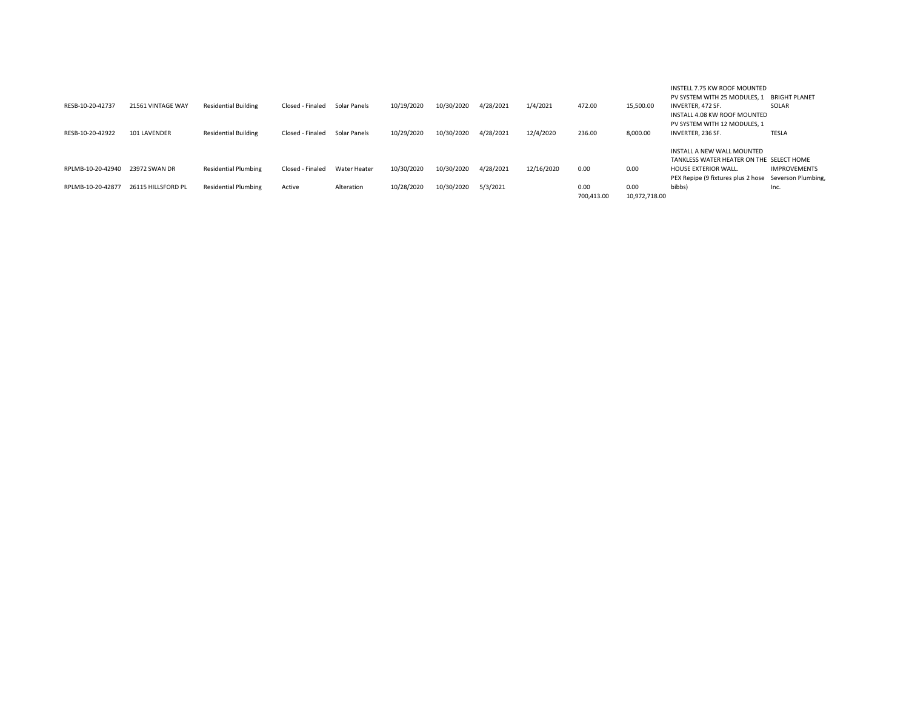| | | | | | | | | | | | | |
|---|---|---|---|---|---|---|---|---|---|---|---|---|
| RESB-10-20-42737 | 21561 VINTAGE WAY | Residential Building | Closed - Finaled | Solar Panels | 10/19/2020 | 10/30/2020 | 4/28/2021 | 1/4/2021 | 472.00 | 15,500.00 | INSTELL 7.75 KW ROOF MOUNTED PV SYSTEM WITH 25 MODULES, 1 INVERTER, 472 SF. | BRIGHT PLANET SOLAR |
| RESB-10-20-42922 | 101 LAVENDER | Residential Building | Closed - Finaled | Solar Panels | 10/29/2020 | 10/30/2020 | 4/28/2021 | 12/4/2020 | 236.00 | 8,000.00 | INSTALL 4.08 KW ROOF MOUNTED PV SYSTEM WITH 12 MODULES, 1 INVERTER, 236 SF. | TESLA |
| RPLMB-10-20-42940 | 23972 SWAN DR | Residential Plumbing | Closed - Finaled | Water Heater | 10/30/2020 | 10/30/2020 | 4/28/2021 | 12/16/2020 | 0.00 | 0.00 | INSTALL A NEW WALL MOUNTED TANKLESS WATER HEATER ON THE HOUSE EXTERIOR WALL. | SELECT HOME IMPROVEMENTS |
| RPLMB-10-20-42877 | 26115 HILLSFORD PL | Residential Plumbing | Active | Alteration | 10/28/2020 | 10/30/2020 | 5/3/2021 | | 0.00 | 0.00 | PEX Repipe (9 fixtures plus 2 hose bibbs) | Severson Plumbing, Inc. |
| | | | | | | | | | 700,413.00 | 10,972,718.00 | | |